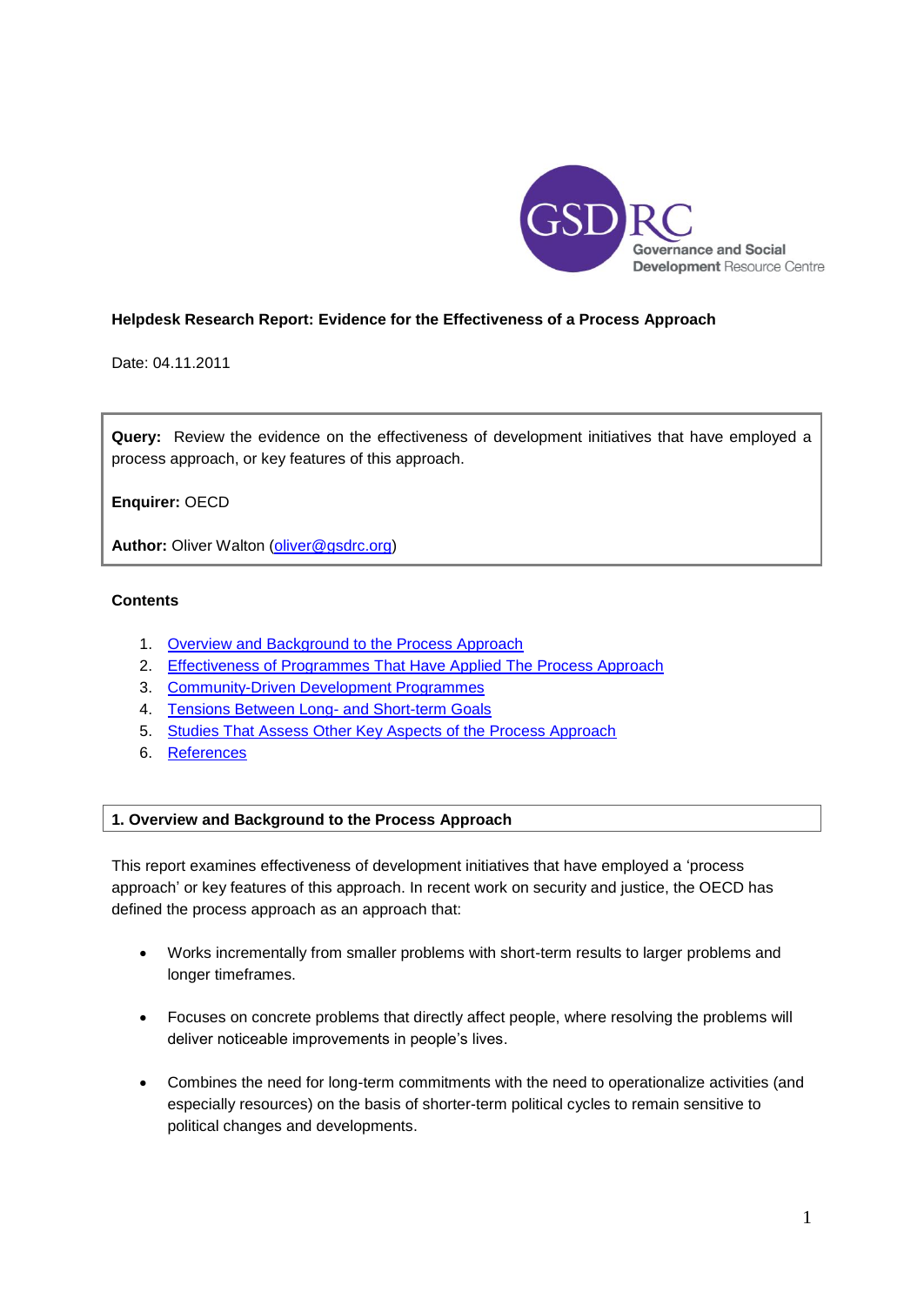**Helpdesk Research Report: Evidence for the Effectiveness of a Process Approach**

Date: 04.11.2011

**Query:** Review the evidence on the effectiveness of development initiatives that have employed a process approach, or key features of this approach.

**Enquirer:** OECD

**Author:** Oliver Walton (oliver@gsdrc.org)

**Contents**

1. Overview and Background to the Process Approach
2. Effectiveness of Programmes That Have Applied The Process Approach
3. Community-Driven Development Programmes
4. Tensions Between Long- and Short-term Goals
5. Studies That Assess Other Key Aspects of the Process Approach
6. References

## 1. Overview and Background to the Process Approach

This report examines effectiveness of development initiatives that have employed a 'process approach' or key features of this approach. In recent work on security and justice, the OECD has defined the process approach as an approach that:

- Works incrementally from smaller problems with short-term results to larger problems and longer timeframes.
- Focuses on concrete problems that directly affect people, where resolving the problems will deliver noticeable improvements in people's lives.
- Combines the need for long-term commitments with the need to operationalize activities (and especially resources) on the basis of shorter-term political cycles to remain sensitive to political changes and developments.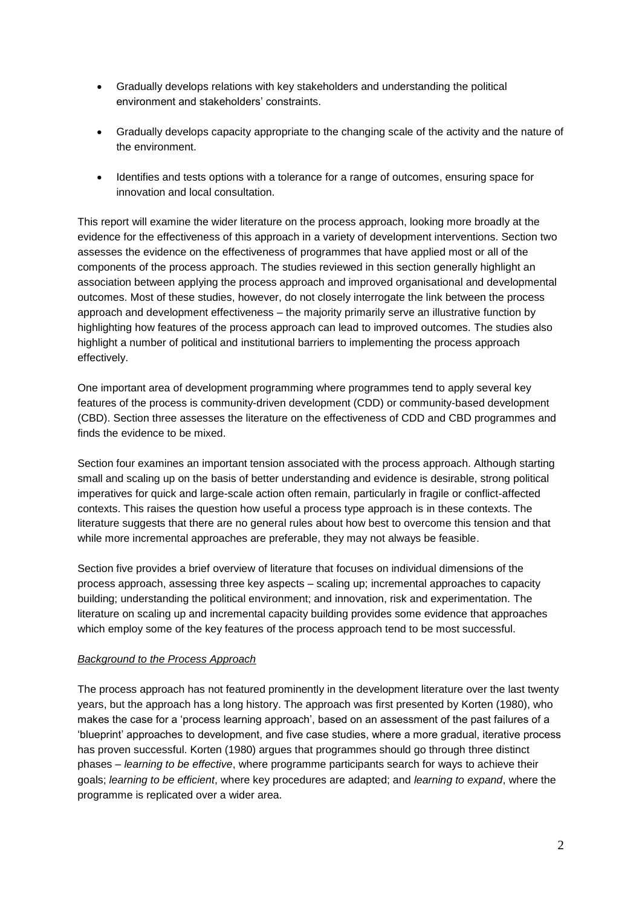- Gradually develops relations with key stakeholders and understanding the political environment and stakeholders' constraints.

- Gradually develops capacity appropriate to the changing scale of the activity and the nature of the environment.

- Identifies and tests options with a tolerance for a range of outcomes, ensuring space for innovation and local consultation.

This report will examine the wider literature on the process approach, looking more broadly at the evidence for the effectiveness of this approach in a variety of development interventions. Section two assesses the evidence on the effectiveness of programmes that have applied most or all of the components of the process approach. The studies reviewed in this section generally highlight an association between applying the process approach and improved organisational and developmental outcomes. Most of these studies, however, do not closely interrogate the link between the process approach and development effectiveness – the majority primarily serve an illustrative function by highlighting how features of the process approach can lead to improved outcomes. The studies also highlight a number of political and institutional barriers to implementing the process approach effectively.

One important area of development programming where programmes tend to apply several key features of the process is community-driven development (CDD) or community-based development (CBD). Section three assesses the literature on the effectiveness of CDD and CBD programmes and finds the evidence to be mixed.

Section four examines an important tension associated with the process approach. Although starting small and scaling up on the basis of better understanding and evidence is desirable, strong political imperatives for quick and large-scale action often remain, particularly in fragile or conflict-affected contexts. This raises the question how useful a process type approach is in these contexts. The literature suggests that there are no general rules about how best to overcome this tension and that while more incremental approaches are preferable, they may not always be feasible.

Section five provides a brief overview of literature that focuses on individual dimensions of the process approach, assessing three key aspects – scaling up; incremental approaches to capacity building; understanding the political environment; and innovation, risk and experimentation. The literature on scaling up and incremental capacity building provides some evidence that approaches which employ some of the key features of the process approach tend to be most successful.

*Background to the Process Approach*

The process approach has not featured prominently in the development literature over the last twenty years, but the approach has a long history. The approach was first presented by Korten (1980), who makes the case for a 'process learning approach', based on an assessment of the past failures of a 'blueprint' approaches to development, and five case studies, where a more gradual, iterative process has proven successful. Korten (1980) argues that programmes should go through three distinct phases – *learning to be effective*, where programme participants search for ways to achieve their goals; *learning to be efficient*, where key procedures are adapted; and *learning to expand*, where the programme is replicated over a wider area.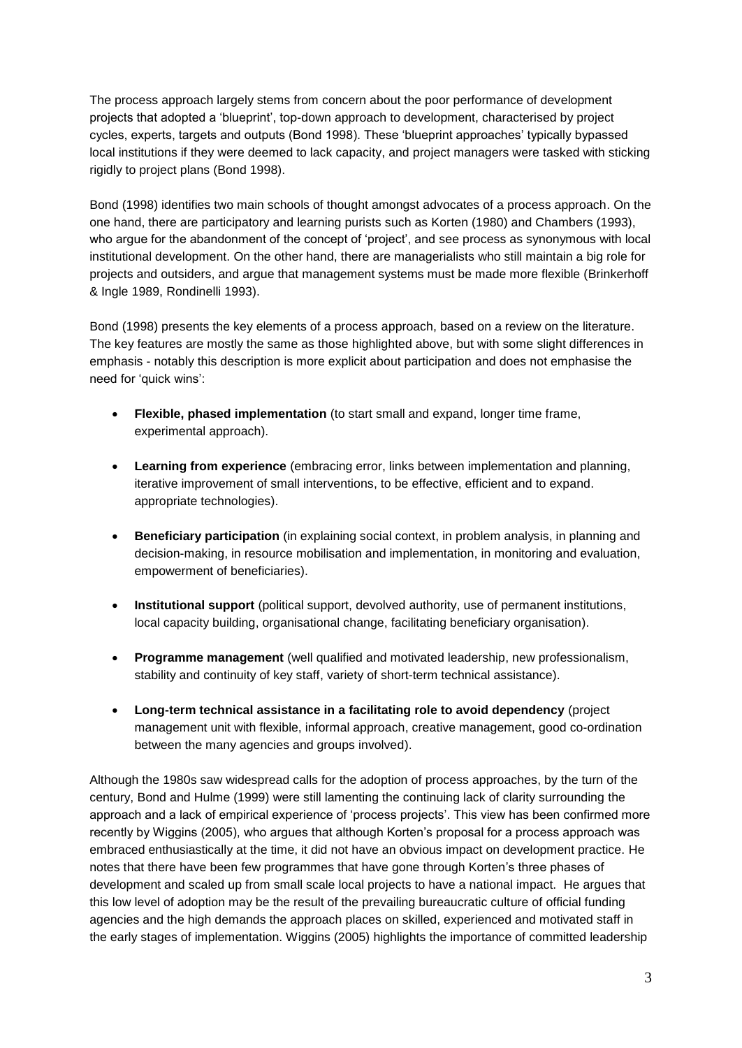The process approach largely stems from concern about the poor performance of development projects that adopted a 'blueprint', top-down approach to development, characterised by project cycles, experts, targets and outputs (Bond 1998). These 'blueprint approaches' typically bypassed local institutions if they were deemed to lack capacity, and project managers were tasked with sticking rigidly to project plans (Bond 1998).

Bond (1998) identifies two main schools of thought amongst advocates of a process approach. On the one hand, there are participatory and learning purists such as Korten (1980) and Chambers (1993), who argue for the abandonment of the concept of 'project', and see process as synonymous with local institutional development. On the other hand, there are managerialists who still maintain a big role for projects and outsiders, and argue that management systems must be made more flexible (Brinkerhoff & Ingle 1989, Rondinelli 1993).

Bond (1998) presents the key elements of a process approach, based on a review on the literature. The key features are mostly the same as those highlighted above, but with some slight differences in emphasis - notably this description is more explicit about participation and does not emphasise the need for 'quick wins':

- **Flexible, phased implementation** (to start small and expand, longer time frame, experimental approach).
- **Learning from experience** (embracing error, links between implementation and planning, iterative improvement of small interventions, to be effective, efficient and to expand. appropriate technologies).
- **Beneficiary participation** (in explaining social context, in problem analysis, in planning and decision-making, in resource mobilisation and implementation, in monitoring and evaluation, empowerment of beneficiaries).
- **Institutional support** (political support, devolved authority, use of permanent institutions, local capacity building, organisational change, facilitating beneficiary organisation).
- **Programme management** (well qualified and motivated leadership, new professionalism, stability and continuity of key staff, variety of short-term technical assistance).
- **Long-term technical assistance in a facilitating role to avoid dependency** (project management unit with flexible, informal approach, creative management, good co-ordination between the many agencies and groups involved).

Although the 1980s saw widespread calls for the adoption of process approaches, by the turn of the century, Bond and Hulme (1999) were still lamenting the continuing lack of clarity surrounding the approach and a lack of empirical experience of 'process projects'. This view has been confirmed more recently by Wiggins (2005), who argues that although Korten's proposal for a process approach was embraced enthusiastically at the time, it did not have an obvious impact on development practice. He notes that there have been few programmes that have gone through Korten's three phases of development and scaled up from small scale local projects to have a national impact. He argues that this low level of adoption may be the result of the prevailing bureaucratic culture of official funding agencies and the high demands the approach places on skilled, experienced and motivated staff in the early stages of implementation. Wiggins (2005) highlights the importance of committed leadership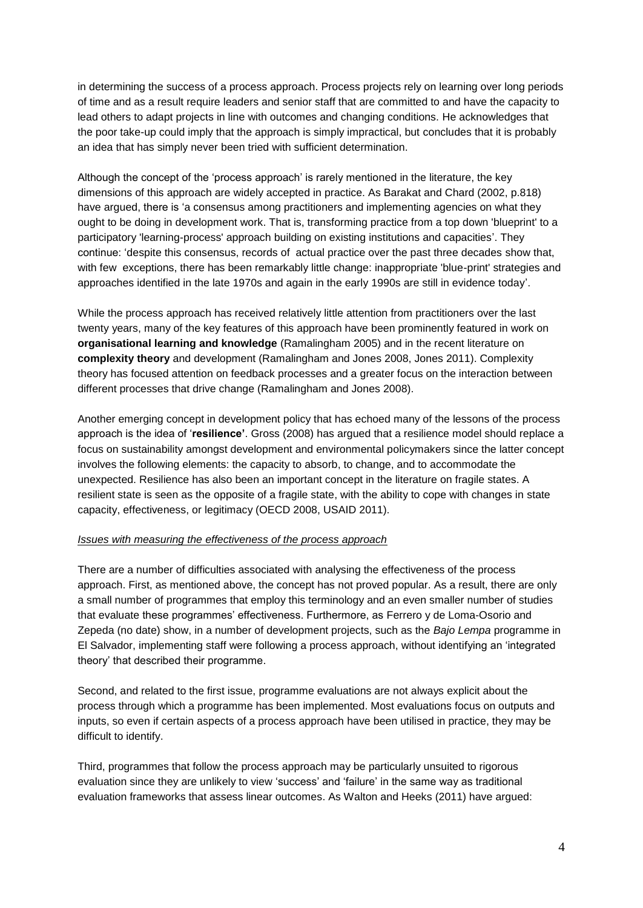in determining the success of a process approach. Process projects rely on learning over long periods of time and as a result require leaders and senior staff that are committed to and have the capacity to lead others to adapt projects in line with outcomes and changing conditions. He acknowledges that the poor take-up could imply that the approach is simply impractical, but concludes that it is probably an idea that has simply never been tried with sufficient determination.

Although the concept of the 'process approach' is rarely mentioned in the literature, the key dimensions of this approach are widely accepted in practice. As Barakat and Chard (2002, p.818) have argued, there is 'a consensus among practitioners and implementing agencies on what they ought to be doing in development work. That is, transforming practice from a top down 'blueprint' to a participatory 'learning-process' approach building on existing institutions and capacities'. They continue: 'despite this consensus, records of actual practice over the past three decades show that, with few exceptions, there has been remarkably little change: inappropriate 'blue-print' strategies and approaches identified in the late 1970s and again in the early 1990s are still in evidence today'.

While the process approach has received relatively little attention from practitioners over the last twenty years, many of the key features of this approach have been prominently featured in work on **organisational learning and knowledge** (Ramalingham 2005) and in the recent literature on **complexity theory** and development (Ramalingham and Jones 2008, Jones 2011). Complexity theory has focused attention on feedback processes and a greater focus on the interaction between different processes that drive change (Ramalingham and Jones 2008).

Another emerging concept in development policy that has echoed many of the lessons of the process approach is the idea of '**resilience'**. Gross (2008) has argued that a resilience model should replace a focus on sustainability amongst development and environmental policymakers since the latter concept involves the following elements: the capacity to absorb, to change, and to accommodate the unexpected. Resilience has also been an important concept in the literature on fragile states. A resilient state is seen as the opposite of a fragile state, with the ability to cope with changes in state capacity, effectiveness, or legitimacy (OECD 2008, USAID 2011).

*Issues with measuring the effectiveness of the process approach*

There are a number of difficulties associated with analysing the effectiveness of the process approach. First, as mentioned above, the concept has not proved popular. As a result, there are only a small number of programmes that employ this terminology and an even smaller number of studies that evaluate these programmes' effectiveness. Furthermore, as Ferrero y de Loma-Osorio and Zepeda (no date) show, in a number of development projects, such as the *Bajo Lempa* programme in El Salvador, implementing staff were following a process approach, without identifying an 'integrated theory' that described their programme.

Second, and related to the first issue, programme evaluations are not always explicit about the process through which a programme has been implemented. Most evaluations focus on outputs and inputs, so even if certain aspects of a process approach have been utilised in practice, they may be difficult to identify.

Third, programmes that follow the process approach may be particularly unsuited to rigorous evaluation since they are unlikely to view 'success' and 'failure' in the same way as traditional evaluation frameworks that assess linear outcomes. As Walton and Heeks (2011) have argued: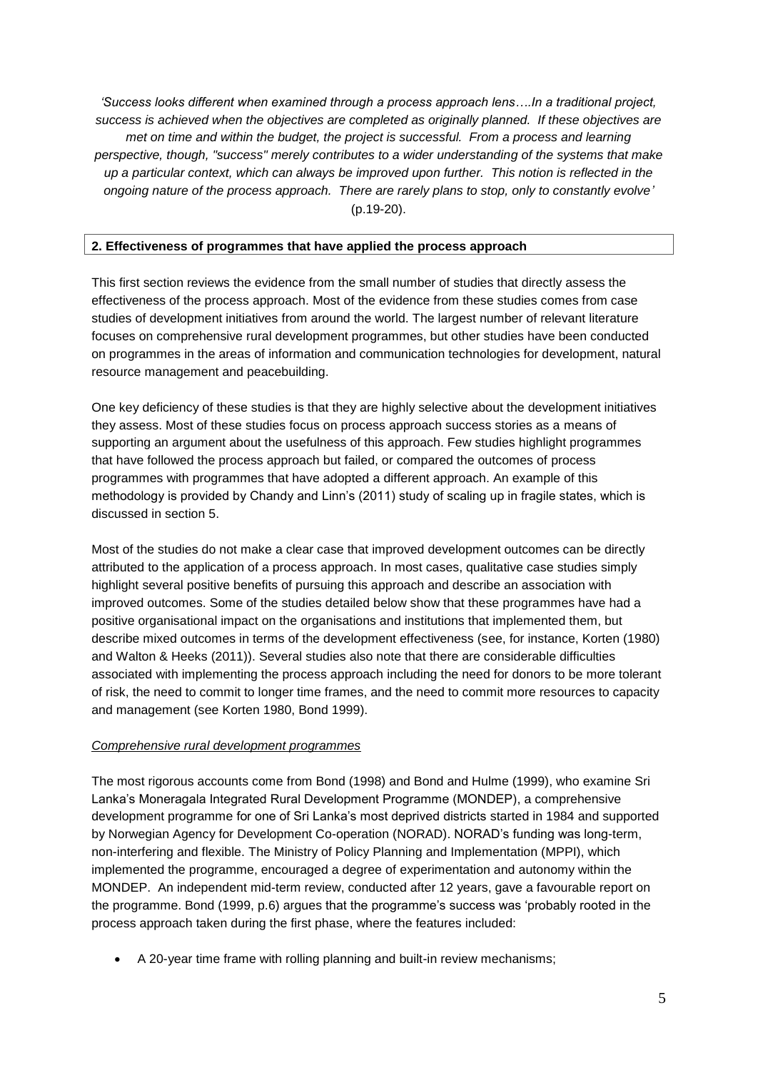*'Success looks different when examined through a process approach lens….In a traditional project, success is achieved when the objectives are completed as originally planned. If these objectives are met on time and within the budget, the project is successful. From a process and learning perspective, though, "success" merely contributes to a wider understanding of the systems that make up a particular context, which can always be improved upon further. This notion is reflected in the ongoing nature of the process approach. There are rarely plans to stop, only to constantly evolve'* (p.19-20).

## 2. Effectiveness of programmes that have applied the process approach

This first section reviews the evidence from the small number of studies that directly assess the effectiveness of the process approach. Most of the evidence from these studies comes from case studies of development initiatives from around the world. The largest number of relevant literature focuses on comprehensive rural development programmes, but other studies have been conducted on programmes in the areas of information and communication technologies for development, natural resource management and peacebuilding.

One key deficiency of these studies is that they are highly selective about the development initiatives they assess. Most of these studies focus on process approach success stories as a means of supporting an argument about the usefulness of this approach. Few studies highlight programmes that have followed the process approach but failed, or compared the outcomes of process programmes with programmes that have adopted a different approach. An example of this methodology is provided by Chandy and Linn's (2011) study of scaling up in fragile states, which is discussed in section 5.

Most of the studies do not make a clear case that improved development outcomes can be directly attributed to the application of a process approach. In most cases, qualitative case studies simply highlight several positive benefits of pursuing this approach and describe an association with improved outcomes. Some of the studies detailed below show that these programmes have had a positive organisational impact on the organisations and institutions that implemented them, but describe mixed outcomes in terms of the development effectiveness (see, for instance, Korten (1980) and Walton & Heeks (2011)). Several studies also note that there are considerable difficulties associated with implementing the process approach including the need for donors to be more tolerant of risk, the need to commit to longer time frames, and the need to commit more resources to capacity and management (see Korten 1980, Bond 1999).

*Comprehensive rural development programmes*

The most rigorous accounts come from Bond (1998) and Bond and Hulme (1999), who examine Sri Lanka's Moneragala Integrated Rural Development Programme (MONDEP), a comprehensive development programme for one of Sri Lanka's most deprived districts started in 1984 and supported by Norwegian Agency for Development Co-operation (NORAD). NORAD's funding was long-term, non-interfering and flexible. The Ministry of Policy Planning and Implementation (MPPI), which implemented the programme, encouraged a degree of experimentation and autonomy within the MONDEP. An independent mid-term review, conducted after 12 years, gave a favourable report on the programme. Bond (1999, p.6) argues that the programme's success was 'probably rooted in the process approach taken during the first phase, where the features included:

- A 20-year time frame with rolling planning and built-in review mechanisms;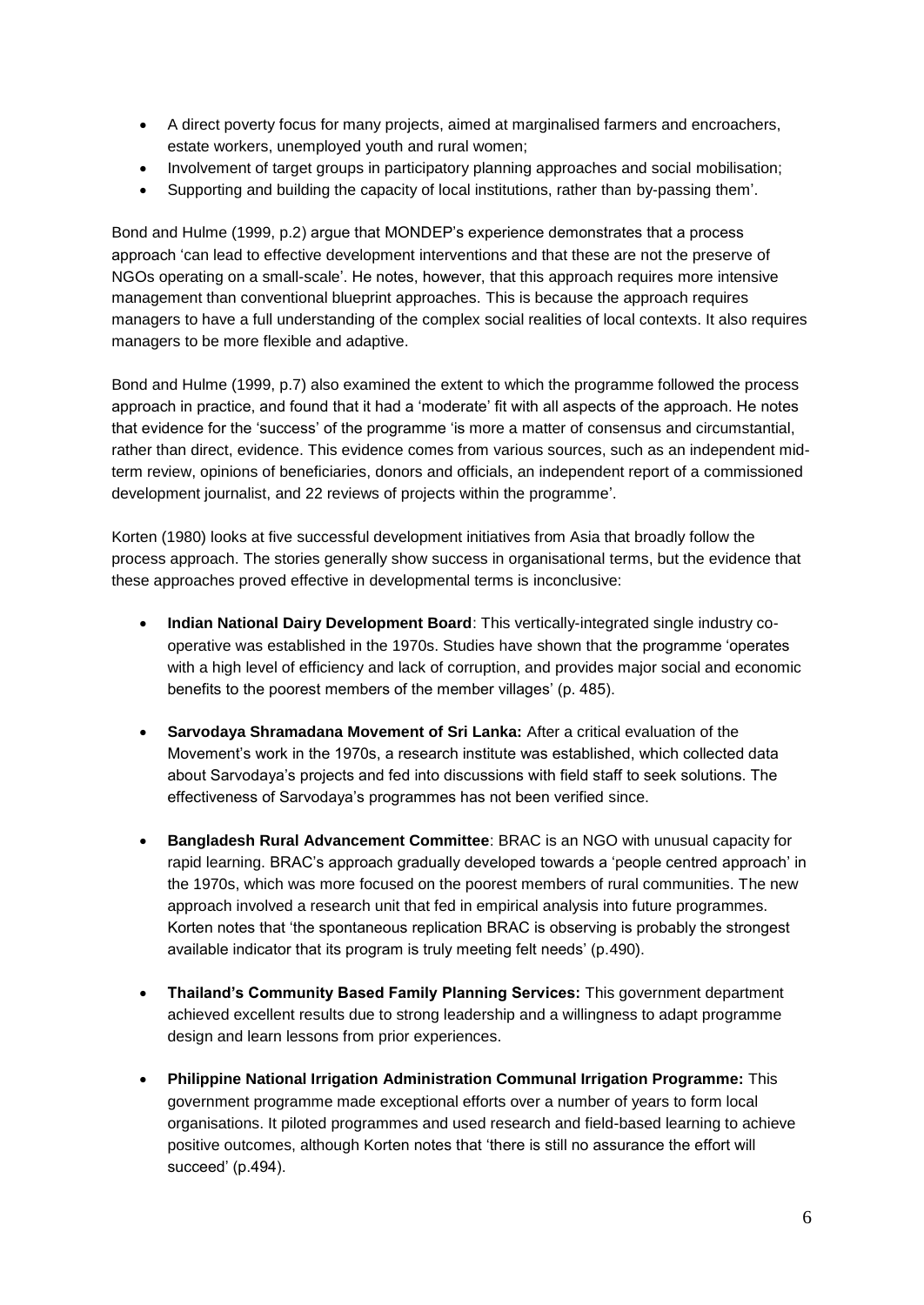- A direct poverty focus for many projects, aimed at marginalised farmers and encroachers, estate workers, unemployed youth and rural women;
- Involvement of target groups in participatory planning approaches and social mobilisation;
- Supporting and building the capacity of local institutions, rather than by-passing them'.

Bond and Hulme (1999, p.2) argue that MONDEP's experience demonstrates that a process approach 'can lead to effective development interventions and that these are not the preserve of NGOs operating on a small-scale'. He notes, however, that this approach requires more intensive management than conventional blueprint approaches. This is because the approach requires managers to have a full understanding of the complex social realities of local contexts. It also requires managers to be more flexible and adaptive.

Bond and Hulme (1999, p.7) also examined the extent to which the programme followed the process approach in practice, and found that it had a 'moderate' fit with all aspects of the approach. He notes that evidence for the 'success' of the programme 'is more a matter of consensus and circumstantial, rather than direct, evidence. This evidence comes from various sources, such as an independent mid-term review, opinions of beneficiaries, donors and officials, an independent report of a commissioned development journalist, and 22 reviews of projects within the programme'.

Korten (1980) looks at five successful development initiatives from Asia that broadly follow the process approach. The stories generally show success in organisational terms, but the evidence that these approaches proved effective in developmental terms is inconclusive:

- **Indian National Dairy Development Board**: This vertically-integrated single industry co-operative was established in the 1970s. Studies have shown that the programme 'operates with a high level of efficiency and lack of corruption, and provides major social and economic benefits to the poorest members of the member villages' (p. 485).

- **Sarvodaya Shramadana Movement of Sri Lanka:** After a critical evaluation of the Movement's work in the 1970s, a research institute was established, which collected data about Sarvodaya's projects and fed into discussions with field staff to seek solutions. The effectiveness of Sarvodaya's programmes has not been verified since.

- **Bangladesh Rural Advancement Committee**: BRAC is an NGO with unusual capacity for rapid learning. BRAC's approach gradually developed towards a 'people centred approach' in the 1970s, which was more focused on the poorest members of rural communities. The new approach involved a research unit that fed in empirical analysis into future programmes. Korten notes that 'the spontaneous replication BRAC is observing is probably the strongest available indicator that its program is truly meeting felt needs' (p.490).

- **Thailand's Community Based Family Planning Services:** This government department achieved excellent results due to strong leadership and a willingness to adapt programme design and learn lessons from prior experiences.

- **Philippine National Irrigation Administration Communal Irrigation Programme:** This government programme made exceptional efforts over a number of years to form local organisations. It piloted programmes and used research and field-based learning to achieve positive outcomes, although Korten notes that 'there is still no assurance the effort will succeed' (p.494).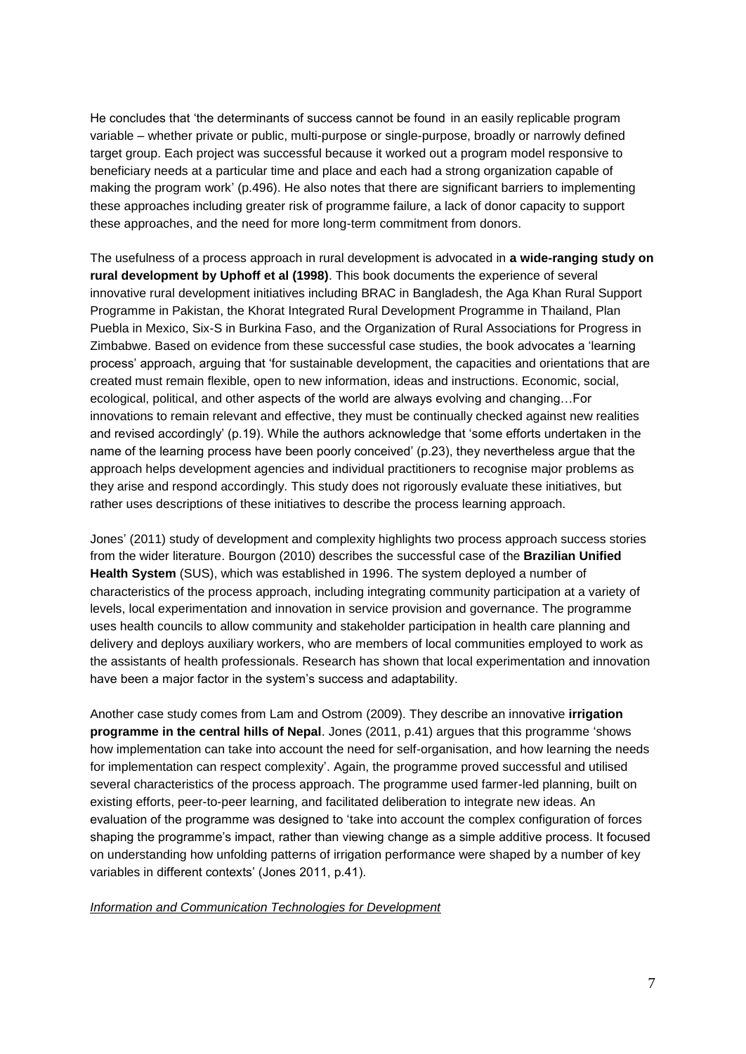He concludes that 'the determinants of success cannot be found in an easily replicable program variable – whether private or public, multi-purpose or single-purpose, broadly or narrowly defined target group. Each project was successful because it worked out a program model responsive to beneficiary needs at a particular time and place and each had a strong organization capable of making the program work' (p.496). He also notes that there are significant barriers to implementing these approaches including greater risk of programme failure, a lack of donor capacity to support these approaches, and the need for more long-term commitment from donors.

The usefulness of a process approach in rural development is advocated in **a wide-ranging study on rural development by Uphoff et al (1998)**. This book documents the experience of several innovative rural development initiatives including BRAC in Bangladesh, the Aga Khan Rural Support Programme in Pakistan, the Khorat Integrated Rural Development Programme in Thailand, Plan Puebla in Mexico, Six-S in Burkina Faso, and the Organization of Rural Associations for Progress in Zimbabwe. Based on evidence from these successful case studies, the book advocates a 'learning process' approach, arguing that 'for sustainable development, the capacities and orientations that are created must remain flexible, open to new information, ideas and instructions. Economic, social, ecological, political, and other aspects of the world are always evolving and changing…For innovations to remain relevant and effective, they must be continually checked against new realities and revised accordingly' (p.19). While the authors acknowledge that 'some efforts undertaken in the name of the learning process have been poorly conceived' (p.23), they nevertheless argue that the approach helps development agencies and individual practitioners to recognise major problems as they arise and respond accordingly. This study does not rigorously evaluate these initiatives, but rather uses descriptions of these initiatives to describe the process learning approach.

Jones' (2011) study of development and complexity highlights two process approach success stories from the wider literature. Bourgon (2010) describes the successful case of the **Brazilian Unified Health System** (SUS), which was established in 1996. The system deployed a number of characteristics of the process approach, including integrating community participation at a variety of levels, local experimentation and innovation in service provision and governance. The programme uses health councils to allow community and stakeholder participation in health care planning and delivery and deploys auxiliary workers, who are members of local communities employed to work as the assistants of health professionals. Research has shown that local experimentation and innovation have been a major factor in the system's success and adaptability.

Another case study comes from Lam and Ostrom (2009). They describe an innovative **irrigation programme in the central hills of Nepal**. Jones (2011, p.41) argues that this programme 'shows how implementation can take into account the need for self-organisation, and how learning the needs for implementation can respect complexity'. Again, the programme proved successful and utilised several characteristics of the process approach. The programme used farmer-led planning, built on existing efforts, peer-to-peer learning, and facilitated deliberation to integrate new ideas. An evaluation of the programme was designed to 'take into account the complex configuration of forces shaping the programme's impact, rather than viewing change as a simple additive process. It focused on understanding how unfolding patterns of irrigation performance were shaped by a number of key variables in different contexts' (Jones 2011, p.41).

*Information and Communication Technologies for Development*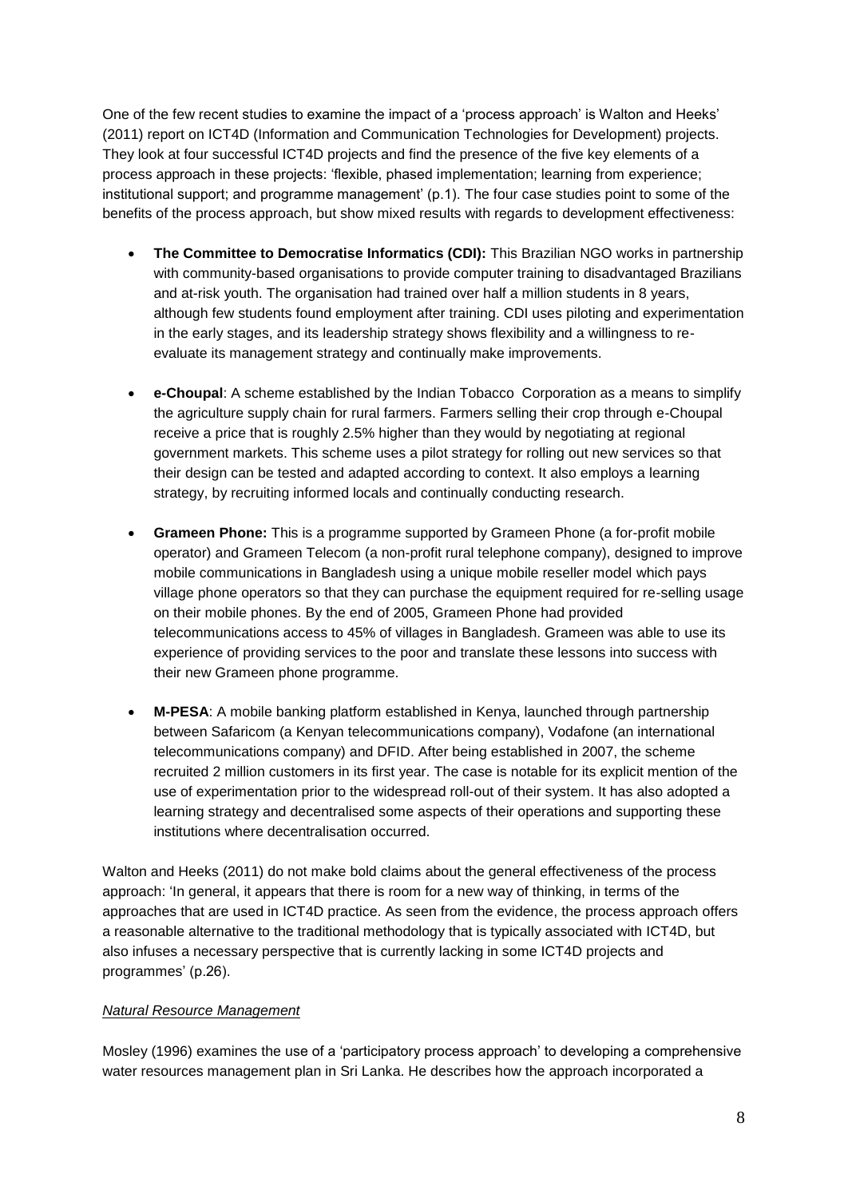One of the few recent studies to examine the impact of a 'process approach' is Walton and Heeks' (2011) report on ICT4D (Information and Communication Technologies for Development) projects. They look at four successful ICT4D projects and find the presence of the five key elements of a process approach in these projects: 'flexible, phased implementation; learning from experience; institutional support; and programme management' (p.1). The four case studies point to some of the benefits of the process approach, but show mixed results with regards to development effectiveness:

- **The Committee to Democratise Informatics (CDI):** This Brazilian NGO works in partnership with community-based organisations to provide computer training to disadvantaged Brazilians and at-risk youth. The organisation had trained over half a million students in 8 years, although few students found employment after training. CDI uses piloting and experimentation in the early stages, and its leadership strategy shows flexibility and a willingness to re-evaluate its management strategy and continually make improvements.
- **e-Choupal**: A scheme established by the Indian Tobacco Corporation as a means to simplify the agriculture supply chain for rural farmers. Farmers selling their crop through e-Choupal receive a price that is roughly 2.5% higher than they would by negotiating at regional government markets. This scheme uses a pilot strategy for rolling out new services so that their design can be tested and adapted according to context. It also employs a learning strategy, by recruiting informed locals and continually conducting research.
- **Grameen Phone:** This is a programme supported by Grameen Phone (a for-profit mobile operator) and Grameen Telecom (a non-profit rural telephone company), designed to improve mobile communications in Bangladesh using a unique mobile reseller model which pays village phone operators so that they can purchase the equipment required for re-selling usage on their mobile phones. By the end of 2005, Grameen Phone had provided telecommunications access to 45% of villages in Bangladesh. Grameen was able to use its experience of providing services to the poor and translate these lessons into success with their new Grameen phone programme.
- **M-PESA**: A mobile banking platform established in Kenya, launched through partnership between Safaricom (a Kenyan telecommunications company), Vodafone (an international telecommunications company) and DFID. After being established in 2007, the scheme recruited 2 million customers in its first year. The case is notable for its explicit mention of the use of experimentation prior to the widespread roll-out of their system. It has also adopted a learning strategy and decentralised some aspects of their operations and supporting these institutions where decentralisation occurred.

Walton and Heeks (2011) do not make bold claims about the general effectiveness of the process approach: 'In general, it appears that there is room for a new way of thinking, in terms of the approaches that are used in ICT4D practice. As seen from the evidence, the process approach offers a reasonable alternative to the traditional methodology that is typically associated with ICT4D, but also infuses a necessary perspective that is currently lacking in some ICT4D projects and programmes' (p.26).

*Natural Resource Management*

Mosley (1996) examines the use of a 'participatory process approach' to developing a comprehensive water resources management plan in Sri Lanka. He describes how the approach incorporated a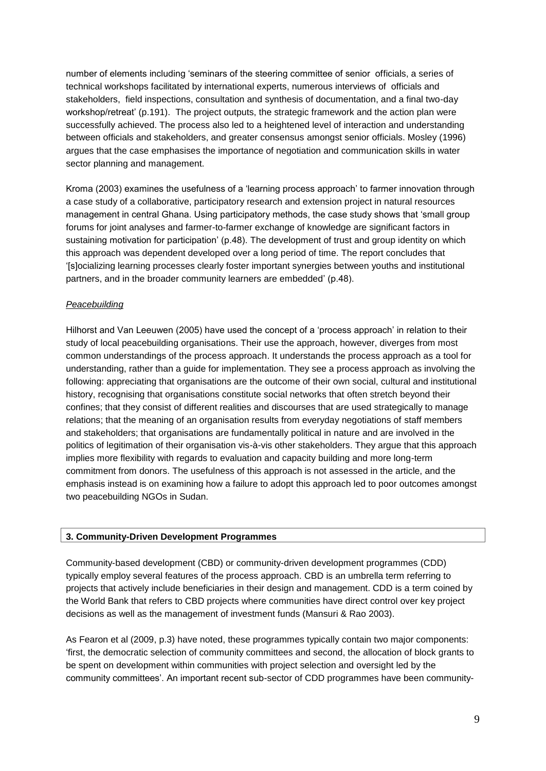number of elements including 'seminars of the steering committee of senior officials, a series of technical workshops facilitated by international experts, numerous interviews of officials and stakeholders, field inspections, consultation and synthesis of documentation, and a final two-day workshop/retreat' (p.191). The project outputs, the strategic framework and the action plan were successfully achieved. The process also led to a heightened level of interaction and understanding between officials and stakeholders, and greater consensus amongst senior officials. Mosley (1996) argues that the case emphasises the importance of negotiation and communication skills in water sector planning and management.

Kroma (2003) examines the usefulness of a 'learning process approach' to farmer innovation through a case study of a collaborative, participatory research and extension project in natural resources management in central Ghana. Using participatory methods, the case study shows that 'small group forums for joint analyses and farmer-to-farmer exchange of knowledge are significant factors in sustaining motivation for participation' (p.48). The development of trust and group identity on which this approach was dependent developed over a long period of time. The report concludes that '[s]ocializing learning processes clearly foster important synergies between youths and institutional partners, and in the broader community learners are embedded' (p.48).

*Peacebuilding*

Hilhorst and Van Leeuwen (2005) have used the concept of a 'process approach' in relation to their study of local peacebuilding organisations. Their use the approach, however, diverges from most common understandings of the process approach. It understands the process approach as a tool for understanding, rather than a guide for implementation. They see a process approach as involving the following: appreciating that organisations are the outcome of their own social, cultural and institutional history, recognising that organisations constitute social networks that often stretch beyond their confines; that they consist of different realities and discourses that are used strategically to manage relations; that the meaning of an organisation results from everyday negotiations of staff members and stakeholders; that organisations are fundamentally political in nature and are involved in the politics of legitimation of their organisation vis-à-vis other stakeholders. They argue that this approach implies more flexibility with regards to evaluation and capacity building and more long-term commitment from donors. The usefulness of this approach is not assessed in the article, and the emphasis instead is on examining how a failure to adopt this approach led to poor outcomes amongst two peacebuilding NGOs in Sudan.

## 3. Community-Driven Development Programmes

Community-based development (CBD) or community-driven development programmes (CDD) typically employ several features of the process approach. CBD is an umbrella term referring to projects that actively include beneficiaries in their design and management. CDD is a term coined by the World Bank that refers to CBD projects where communities have direct control over key project decisions as well as the management of investment funds (Mansuri & Rao 2003).

As Fearon et al (2009, p.3) have noted, these programmes typically contain two major components: 'first, the democratic selection of community committees and second, the allocation of block grants to be spent on development within communities with project selection and oversight led by the community committees'. An important recent sub-sector of CDD programmes have been community-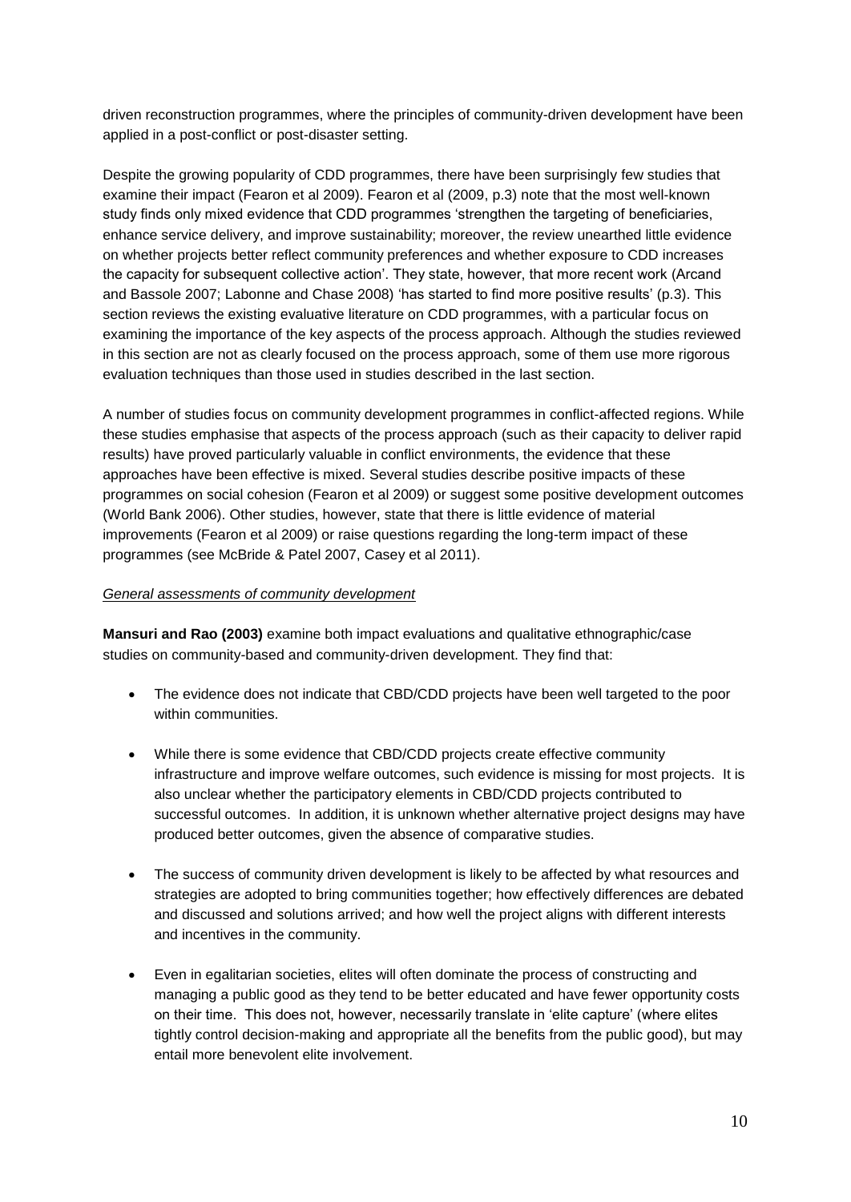driven reconstruction programmes, where the principles of community-driven development have been applied in a post-conflict or post-disaster setting.

Despite the growing popularity of CDD programmes, there have been surprisingly few studies that examine their impact (Fearon et al 2009). Fearon et al (2009, p.3) note that the most well-known study finds only mixed evidence that CDD programmes 'strengthen the targeting of beneficiaries, enhance service delivery, and improve sustainability; moreover, the review unearthed little evidence on whether projects better reflect community preferences and whether exposure to CDD increases the capacity for subsequent collective action'. They state, however, that more recent work (Arcand and Bassole 2007; Labonne and Chase 2008) 'has started to find more positive results' (p.3). This section reviews the existing evaluative literature on CDD programmes, with a particular focus on examining the importance of the key aspects of the process approach. Although the studies reviewed in this section are not as clearly focused on the process approach, some of them use more rigorous evaluation techniques than those used in studies described in the last section.

A number of studies focus on community development programmes in conflict-affected regions. While these studies emphasise that aspects of the process approach (such as their capacity to deliver rapid results) have proved particularly valuable in conflict environments, the evidence that these approaches have been effective is mixed. Several studies describe positive impacts of these programmes on social cohesion (Fearon et al 2009) or suggest some positive development outcomes (World Bank 2006). Other studies, however, state that there is little evidence of material improvements (Fearon et al 2009) or raise questions regarding the long-term impact of these programmes (see McBride & Patel 2007, Casey et al 2011).

*General assessments of community development*

**Mansuri and Rao (2003)** examine both impact evaluations and qualitative ethnographic/case studies on community-based and community-driven development. They find that:

- The evidence does not indicate that CBD/CDD projects have been well targeted to the poor within communities.
- While there is some evidence that CBD/CDD projects create effective community infrastructure and improve welfare outcomes, such evidence is missing for most projects. It is also unclear whether the participatory elements in CBD/CDD projects contributed to successful outcomes. In addition, it is unknown whether alternative project designs may have produced better outcomes, given the absence of comparative studies.
- The success of community driven development is likely to be affected by what resources and strategies are adopted to bring communities together; how effectively differences are debated and discussed and solutions arrived; and how well the project aligns with different interests and incentives in the community.
- Even in egalitarian societies, elites will often dominate the process of constructing and managing a public good as they tend to be better educated and have fewer opportunity costs on their time. This does not, however, necessarily translate in 'elite capture' (where elites tightly control decision-making and appropriate all the benefits from the public good), but may entail more benevolent elite involvement.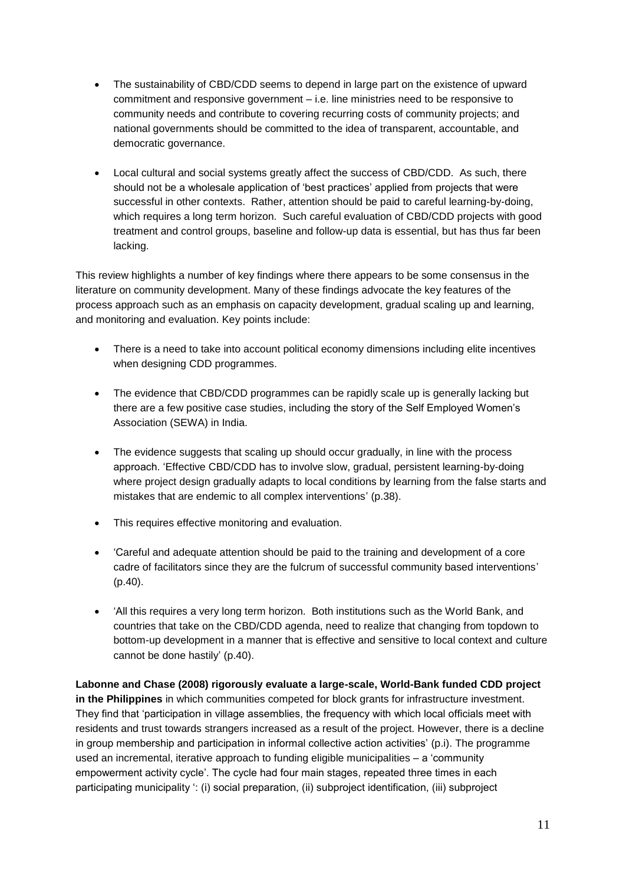- The sustainability of CBD/CDD seems to depend in large part on the existence of upward commitment and responsive government – i.e. line ministries need to be responsive to community needs and contribute to covering recurring costs of community projects; and national governments should be committed to the idea of transparent, accountable, and democratic governance.

- Local cultural and social systems greatly affect the success of CBD/CDD. As such, there should not be a wholesale application of 'best practices' applied from projects that were successful in other contexts. Rather, attention should be paid to careful learning-by-doing, which requires a long term horizon. Such careful evaluation of CBD/CDD projects with good treatment and control groups, baseline and follow-up data is essential, but has thus far been lacking.

This review highlights a number of key findings where there appears to be some consensus in the literature on community development. Many of these findings advocate the key features of the process approach such as an emphasis on capacity development, gradual scaling up and learning, and monitoring and evaluation. Key points include:

- There is a need to take into account political economy dimensions including elite incentives when designing CDD programmes.

- The evidence that CBD/CDD programmes can be rapidly scale up is generally lacking but there are a few positive case studies, including the story of the Self Employed Women's Association (SEWA) in India.

- The evidence suggests that scaling up should occur gradually, in line with the process approach. 'Effective CBD/CDD has to involve slow, gradual, persistent learning-by-doing where project design gradually adapts to local conditions by learning from the false starts and mistakes that are endemic to all complex interventions' (p.38).

- This requires effective monitoring and evaluation.

- 'Careful and adequate attention should be paid to the training and development of a core cadre of facilitators since they are the fulcrum of successful community based interventions' (p.40).

- 'All this requires a very long term horizon. Both institutions such as the World Bank, and countries that take on the CBD/CDD agenda, need to realize that changing from topdown to bottom-up development in a manner that is effective and sensitive to local context and culture cannot be done hastily' (p.40).

**Labonne and Chase (2008) rigorously evaluate a large-scale, World-Bank funded CDD project in the Philippines** in which communities competed for block grants for infrastructure investment. They find that 'participation in village assemblies, the frequency with which local officials meet with residents and trust towards strangers increased as a result of the project. However, there is a decline in group membership and participation in informal collective action activities' (p.i). The programme used an incremental, iterative approach to funding eligible municipalities – a 'community empowerment activity cycle'. The cycle had four main stages, repeated three times in each participating municipality ': (i) social preparation, (ii) subproject identification, (iii) subproject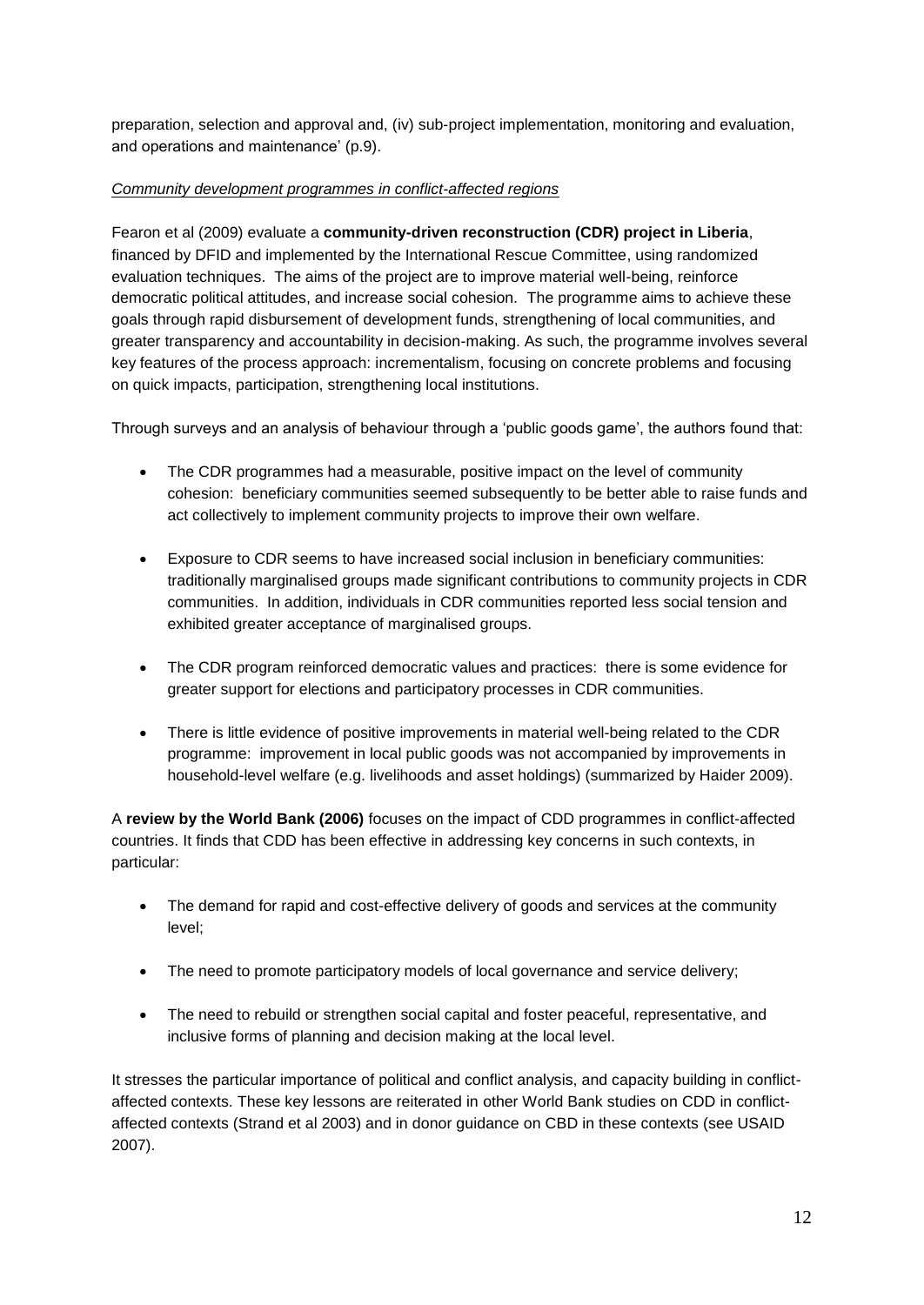preparation, selection and approval and, (iv) sub-project implementation, monitoring and evaluation, and operations and maintenance' (p.9).

*Community development programmes in conflict-affected regions*

Fearon et al (2009) evaluate a **community-driven reconstruction (CDR) project in Liberia**, financed by DFID and implemented by the International Rescue Committee, using randomized evaluation techniques. The aims of the project are to improve material well-being, reinforce democratic political attitudes, and increase social cohesion. The programme aims to achieve these goals through rapid disbursement of development funds, strengthening of local communities, and greater transparency and accountability in decision-making. As such, the programme involves several key features of the process approach: incrementalism, focusing on concrete problems and focusing on quick impacts, participation, strengthening local institutions.

Through surveys and an analysis of behaviour through a 'public goods game', the authors found that:

- The CDR programmes had a measurable, positive impact on the level of community cohesion: beneficiary communities seemed subsequently to be better able to raise funds and act collectively to implement community projects to improve their own welfare.
- Exposure to CDR seems to have increased social inclusion in beneficiary communities: traditionally marginalised groups made significant contributions to community projects in CDR communities. In addition, individuals in CDR communities reported less social tension and exhibited greater acceptance of marginalised groups.
- The CDR program reinforced democratic values and practices: there is some evidence for greater support for elections and participatory processes in CDR communities.
- There is little evidence of positive improvements in material well-being related to the CDR programme: improvement in local public goods was not accompanied by improvements in household-level welfare (e.g. livelihoods and asset holdings) (summarized by Haider 2009).

A **review by the World Bank (2006)** focuses on the impact of CDD programmes in conflict-affected countries. It finds that CDD has been effective in addressing key concerns in such contexts, in particular:

- The demand for rapid and cost-effective delivery of goods and services at the community level;
- The need to promote participatory models of local governance and service delivery;
- The need to rebuild or strengthen social capital and foster peaceful, representative, and inclusive forms of planning and decision making at the local level.

It stresses the particular importance of political and conflict analysis, and capacity building in conflict-affected contexts. These key lessons are reiterated in other World Bank studies on CDD in conflict-affected contexts (Strand et al 2003) and in donor guidance on CBD in these contexts (see USAID 2007).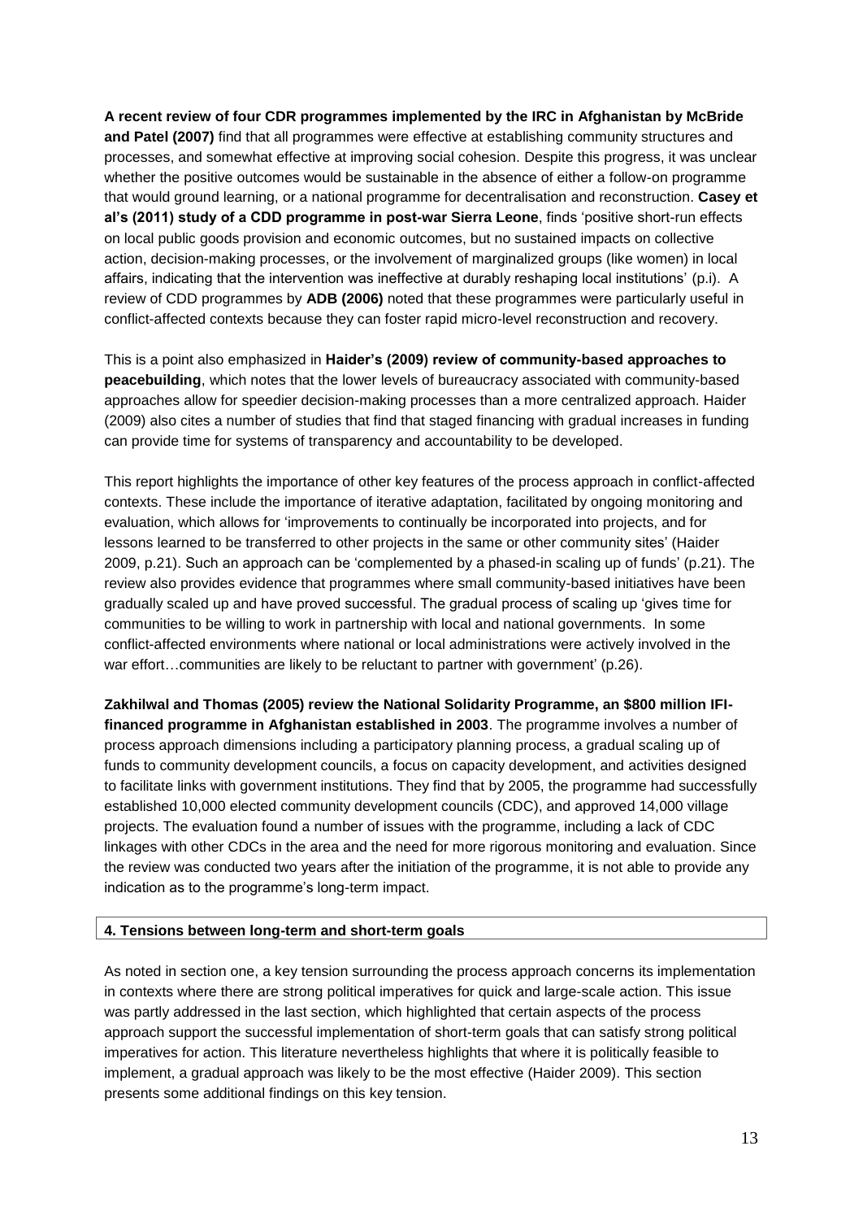**A recent review of four CDR programmes implemented by the IRC in Afghanistan by McBride and Patel (2007)** find that all programmes were effective at establishing community structures and processes, and somewhat effective at improving social cohesion. Despite this progress, it was unclear whether the positive outcomes would be sustainable in the absence of either a follow-on programme that would ground learning, or a national programme for decentralisation and reconstruction. **Casey et al's (2011) study of a CDD programme in post-war Sierra Leone**, finds 'positive short-run effects on local public goods provision and economic outcomes, but no sustained impacts on collective action, decision-making processes, or the involvement of marginalized groups (like women) in local affairs, indicating that the intervention was ineffective at durably reshaping local institutions' (p.i). A review of CDD programmes by **ADB (2006)** noted that these programmes were particularly useful in conflict-affected contexts because they can foster rapid micro-level reconstruction and recovery.

This is a point also emphasized in **Haider's (2009) review of community-based approaches to peacebuilding**, which notes that the lower levels of bureaucracy associated with community-based approaches allow for speedier decision-making processes than a more centralized approach. Haider (2009) also cites a number of studies that find that staged financing with gradual increases in funding can provide time for systems of transparency and accountability to be developed.

This report highlights the importance of other key features of the process approach in conflict-affected contexts. These include the importance of iterative adaptation, facilitated by ongoing monitoring and evaluation, which allows for 'improvements to continually be incorporated into projects, and for lessons learned to be transferred to other projects in the same or other community sites' (Haider 2009, p.21). Such an approach can be 'complemented by a phased-in scaling up of funds' (p.21). The review also provides evidence that programmes where small community-based initiatives have been gradually scaled up and have proved successful. The gradual process of scaling up 'gives time for communities to be willing to work in partnership with local and national governments. In some conflict-affected environments where national or local administrations were actively involved in the war effort…communities are likely to be reluctant to partner with government' (p.26).

**Zakhilwal and Thomas (2005) review the National Solidarity Programme, an $800 million IFI-financed programme in Afghanistan established in 2003**. The programme involves a number of process approach dimensions including a participatory planning process, a gradual scaling up of funds to community development councils, a focus on capacity development, and activities designed to facilitate links with government institutions. They find that by 2005, the programme had successfully established 10,000 elected community development councils (CDC), and approved 14,000 village projects. The evaluation found a number of issues with the programme, including a lack of CDC linkages with other CDCs in the area and the need for more rigorous monitoring and evaluation. Since the review was conducted two years after the initiation of the programme, it is not able to provide any indication as to the programme's long-term impact.

## 4. Tensions between long-term and short-term goals

As noted in section one, a key tension surrounding the process approach concerns its implementation in contexts where there are strong political imperatives for quick and large-scale action. This issue was partly addressed in the last section, which highlighted that certain aspects of the process approach support the successful implementation of short-term goals that can satisfy strong political imperatives for action. This literature nevertheless highlights that where it is politically feasible to implement, a gradual approach was likely to be the most effective (Haider 2009). This section presents some additional findings on this key tension.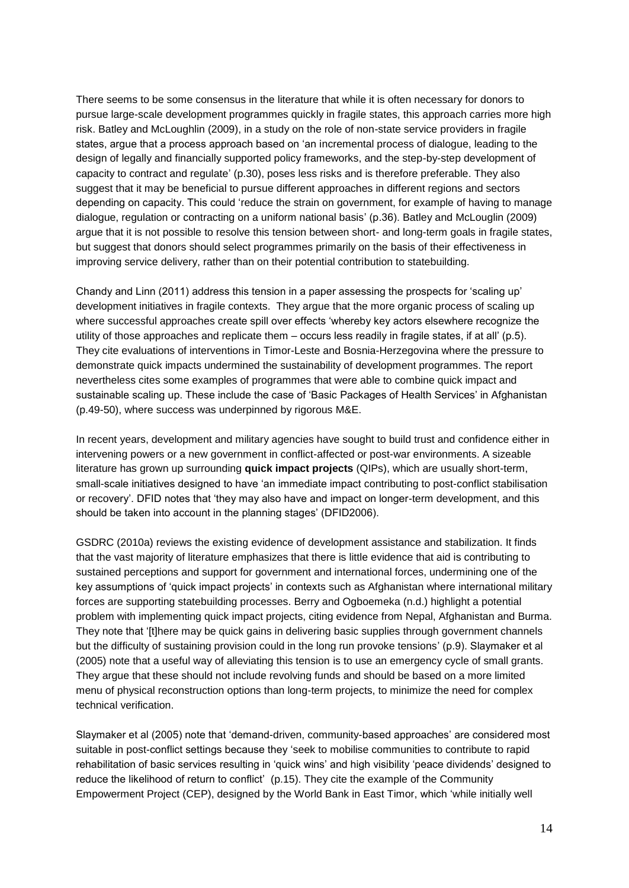There seems to be some consensus in the literature that while it is often necessary for donors to pursue large-scale development programmes quickly in fragile states, this approach carries more high risk. Batley and McLoughlin (2009), in a study on the role of non-state service providers in fragile states, argue that a process approach based on 'an incremental process of dialogue, leading to the design of legally and financially supported policy frameworks, and the step-by-step development of capacity to contract and regulate' (p.30), poses less risks and is therefore preferable. They also suggest that it may be beneficial to pursue different approaches in different regions and sectors depending on capacity. This could 'reduce the strain on government, for example of having to manage dialogue, regulation or contracting on a uniform national basis' (p.36). Batley and McLouglin (2009) argue that it is not possible to resolve this tension between short- and long-term goals in fragile states, but suggest that donors should select programmes primarily on the basis of their effectiveness in improving service delivery, rather than on their potential contribution to statebuilding.

Chandy and Linn (2011) address this tension in a paper assessing the prospects for 'scaling up' development initiatives in fragile contexts. They argue that the more organic process of scaling up where successful approaches create spill over effects 'whereby key actors elsewhere recognize the utility of those approaches and replicate them – occurs less readily in fragile states, if at all' (p.5). They cite evaluations of interventions in Timor-Leste and Bosnia-Herzegovina where the pressure to demonstrate quick impacts undermined the sustainability of development programmes. The report nevertheless cites some examples of programmes that were able to combine quick impact and sustainable scaling up. These include the case of 'Basic Packages of Health Services' in Afghanistan (p.49-50), where success was underpinned by rigorous M&E.

In recent years, development and military agencies have sought to build trust and confidence either in intervening powers or a new government in conflict-affected or post-war environments. A sizeable literature has grown up surrounding **quick impact projects** (QIPs), which are usually short-term, small-scale initiatives designed to have 'an immediate impact contributing to post-conflict stabilisation or recovery'. DFID notes that 'they may also have and impact on longer-term development, and this should be taken into account in the planning stages' (DFID2006).

GSDRC (2010a) reviews the existing evidence of development assistance and stabilization. It finds that the vast majority of literature emphasizes that there is little evidence that aid is contributing to sustained perceptions and support for government and international forces, undermining one of the key assumptions of 'quick impact projects' in contexts such as Afghanistan where international military forces are supporting statebuilding processes. Berry and Ogboemeka (n.d.) highlight a potential problem with implementing quick impact projects, citing evidence from Nepal, Afghanistan and Burma. They note that '[t]here may be quick gains in delivering basic supplies through government channels but the difficulty of sustaining provision could in the long run provoke tensions' (p.9). Slaymaker et al (2005) note that a useful way of alleviating this tension is to use an emergency cycle of small grants. They argue that these should not include revolving funds and should be based on a more limited menu of physical reconstruction options than long-term projects, to minimize the need for complex technical verification.

Slaymaker et al (2005) note that 'demand-driven, community-based approaches' are considered most suitable in post-conflict settings because they 'seek to mobilise communities to contribute to rapid rehabilitation of basic services resulting in 'quick wins' and high visibility 'peace dividends' designed to reduce the likelihood of return to conflict' (p.15). They cite the example of the Community Empowerment Project (CEP), designed by the World Bank in East Timor, which 'while initially well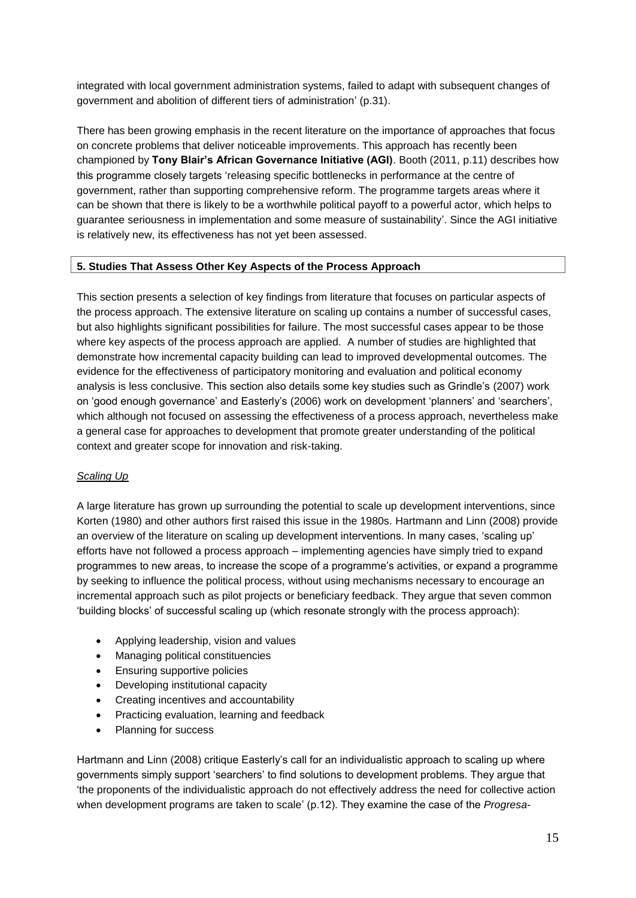integrated with local government administration systems, failed to adapt with subsequent changes of government and abolition of different tiers of administration' (p.31).

There has been growing emphasis in the recent literature on the importance of approaches that focus on concrete problems that deliver noticeable improvements. This approach has recently been championed by **Tony Blair's African Governance Initiative (AGI)**. Booth (2011, p.11) describes how this programme closely targets 'releasing specific bottlenecks in performance at the centre of government, rather than supporting comprehensive reform. The programme targets areas where it can be shown that there is likely to be a worthwhile political payoff to a powerful actor, which helps to guarantee seriousness in implementation and some measure of sustainability'. Since the AGI initiative is relatively new, its effectiveness has not yet been assessed.

## 5. Studies That Assess Other Key Aspects of the Process Approach

This section presents a selection of key findings from literature that focuses on particular aspects of the process approach. The extensive literature on scaling up contains a number of successful cases, but also highlights significant possibilities for failure. The most successful cases appear to be those where key aspects of the process approach are applied. A number of studies are highlighted that demonstrate how incremental capacity building can lead to improved developmental outcomes. The evidence for the effectiveness of participatory monitoring and evaluation and political economy analysis is less conclusive. This section also details some key studies such as Grindle's (2007) work on 'good enough governance' and Easterly's (2006) work on development 'planners' and 'searchers', which although not focused on assessing the effectiveness of a process approach, nevertheless make a general case for approaches to development that promote greater understanding of the political context and greater scope for innovation and risk-taking.

### *Scaling Up*

A large literature has grown up surrounding the potential to scale up development interventions, since Korten (1980) and other authors first raised this issue in the 1980s. Hartmann and Linn (2008) provide an overview of the literature on scaling up development interventions. In many cases, 'scaling up' efforts have not followed a process approach – implementing agencies have simply tried to expand programmes to new areas, to increase the scope of a programme's activities, or expand a programme by seeking to influence the political process, without using mechanisms necessary to encourage an incremental approach such as pilot projects or beneficiary feedback. They argue that seven common 'building blocks' of successful scaling up (which resonate strongly with the process approach):

- Applying leadership, vision and values
- Managing political constituencies
- Ensuring supportive policies
- Developing institutional capacity
- Creating incentives and accountability
- Practicing evaluation, learning and feedback
- Planning for success

Hartmann and Linn (2008) critique Easterly's call for an individualistic approach to scaling up where governments simply support 'searchers' to find solutions to development problems. They argue that 'the proponents of the individualistic approach do not effectively address the need for collective action when development programs are taken to scale' (p.12). They examine the case of the *Progresa-*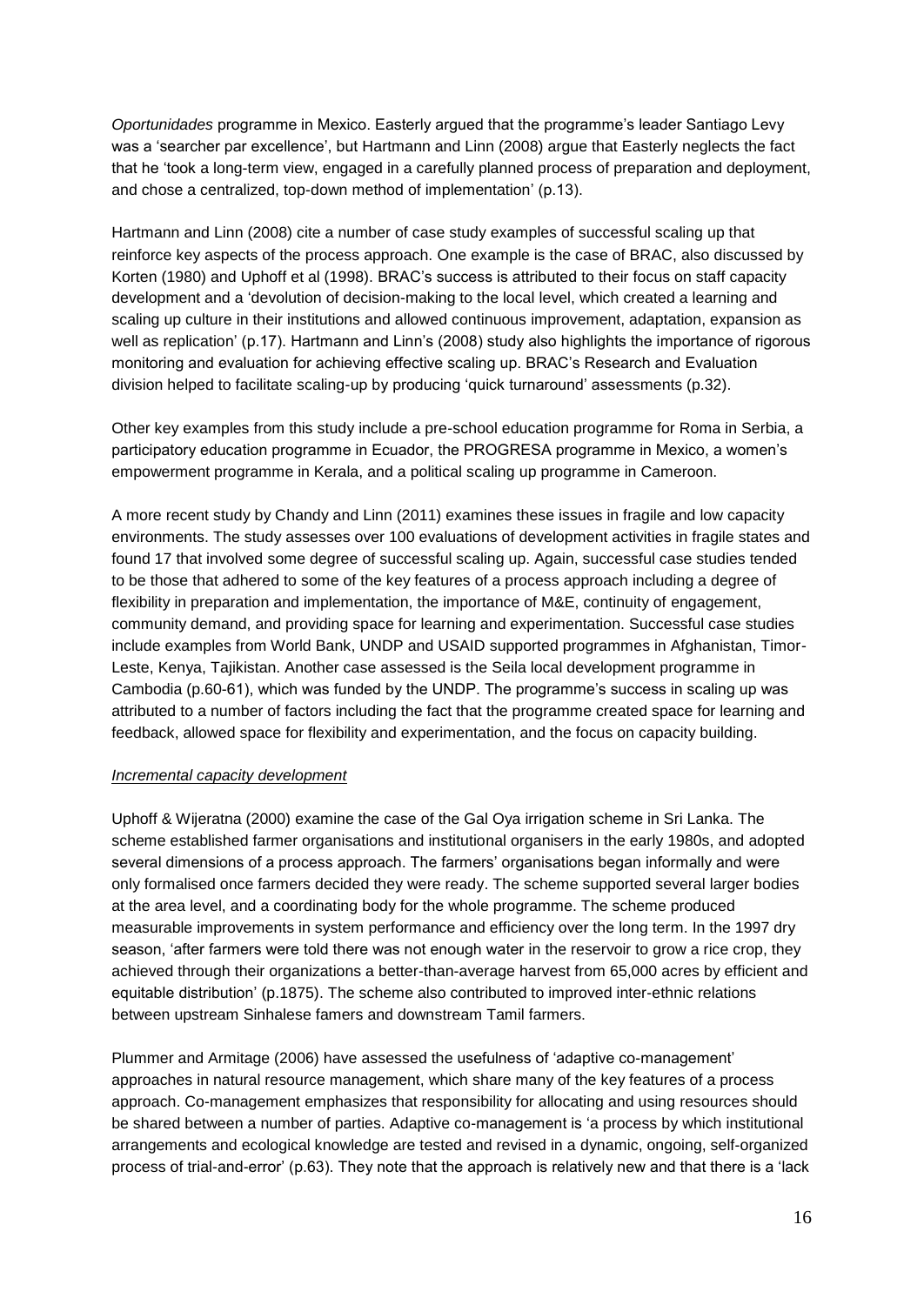*Oportunidades* programme in Mexico. Easterly argued that the programme's leader Santiago Levy was a 'searcher par excellence', but Hartmann and Linn (2008) argue that Easterly neglects the fact that he 'took a long-term view, engaged in a carefully planned process of preparation and deployment, and chose a centralized, top-down method of implementation' (p.13).

Hartmann and Linn (2008) cite a number of case study examples of successful scaling up that reinforce key aspects of the process approach. One example is the case of BRAC, also discussed by Korten (1980) and Uphoff et al (1998). BRAC's success is attributed to their focus on staff capacity development and a 'devolution of decision-making to the local level, which created a learning and scaling up culture in their institutions and allowed continuous improvement, adaptation, expansion as well as replication' (p.17). Hartmann and Linn's (2008) study also highlights the importance of rigorous monitoring and evaluation for achieving effective scaling up. BRAC's Research and Evaluation division helped to facilitate scaling-up by producing 'quick turnaround' assessments (p.32).

Other key examples from this study include a pre-school education programme for Roma in Serbia, a participatory education programme in Ecuador, the PROGRESA programme in Mexico, a women's empowerment programme in Kerala, and a political scaling up programme in Cameroon.

A more recent study by Chandy and Linn (2011) examines these issues in fragile and low capacity environments. The study assesses over 100 evaluations of development activities in fragile states and found 17 that involved some degree of successful scaling up. Again, successful case studies tended to be those that adhered to some of the key features of a process approach including a degree of flexibility in preparation and implementation, the importance of M&E, continuity of engagement, community demand, and providing space for learning and experimentation. Successful case studies include examples from World Bank, UNDP and USAID supported programmes in Afghanistan, Timor-Leste, Kenya, Tajikistan. Another case assessed is the Seila local development programme in Cambodia (p.60-61), which was funded by the UNDP. The programme's success in scaling up was attributed to a number of factors including the fact that the programme created space for learning and feedback, allowed space for flexibility and experimentation, and the focus on capacity building.

*Incremental capacity development*

Uphoff & Wijeratna (2000) examine the case of the Gal Oya irrigation scheme in Sri Lanka. The scheme established farmer organisations and institutional organisers in the early 1980s, and adopted several dimensions of a process approach. The farmers' organisations began informally and were only formalised once farmers decided they were ready. The scheme supported several larger bodies at the area level, and a coordinating body for the whole programme. The scheme produced measurable improvements in system performance and efficiency over the long term. In the 1997 dry season, 'after farmers were told there was not enough water in the reservoir to grow a rice crop, they achieved through their organizations a better-than-average harvest from 65,000 acres by efficient and equitable distribution' (p.1875). The scheme also contributed to improved inter-ethnic relations between upstream Sinhalese famers and downstream Tamil farmers.

Plummer and Armitage (2006) have assessed the usefulness of 'adaptive co-management' approaches in natural resource management, which share many of the key features of a process approach. Co-management emphasizes that responsibility for allocating and using resources should be shared between a number of parties. Adaptive co-management is 'a process by which institutional arrangements and ecological knowledge are tested and revised in a dynamic, ongoing, self-organized process of trial-and-error' (p.63). They note that the approach is relatively new and that there is a 'lack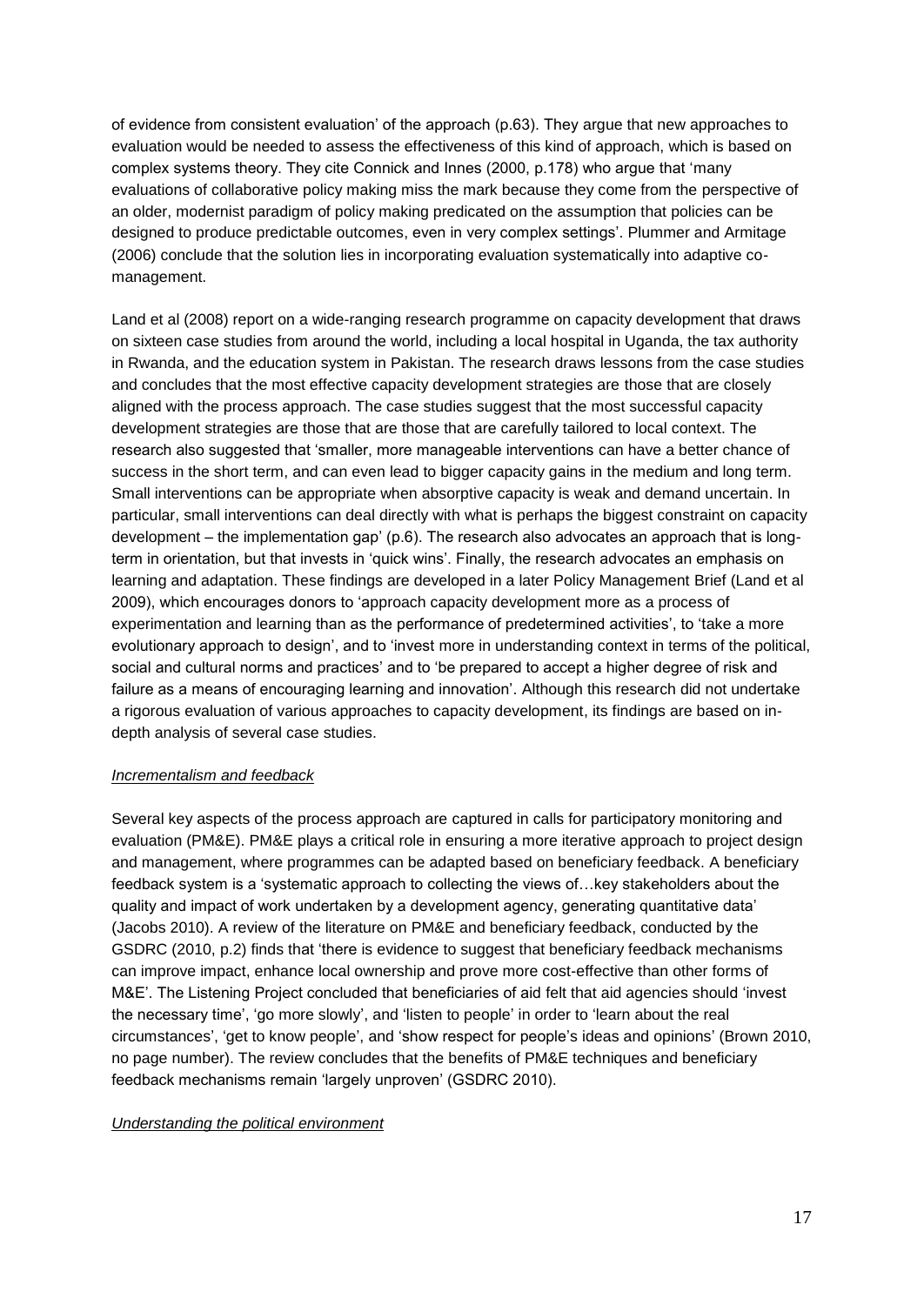of evidence from consistent evaluation' of the approach (p.63). They argue that new approaches to evaluation would be needed to assess the effectiveness of this kind of approach, which is based on complex systems theory. They cite Connick and Innes (2000, p.178) who argue that 'many evaluations of collaborative policy making miss the mark because they come from the perspective of an older, modernist paradigm of policy making predicated on the assumption that policies can be designed to produce predictable outcomes, even in very complex settings'. Plummer and Armitage (2006) conclude that the solution lies in incorporating evaluation systematically into adaptive co-management.

Land et al (2008) report on a wide-ranging research programme on capacity development that draws on sixteen case studies from around the world, including a local hospital in Uganda, the tax authority in Rwanda, and the education system in Pakistan. The research draws lessons from the case studies and concludes that the most effective capacity development strategies are those that are closely aligned with the process approach. The case studies suggest that the most successful capacity development strategies are those that are those that are carefully tailored to local context. The research also suggested that 'smaller, more manageable interventions can have a better chance of success in the short term, and can even lead to bigger capacity gains in the medium and long term. Small interventions can be appropriate when absorptive capacity is weak and demand uncertain. In particular, small interventions can deal directly with what is perhaps the biggest constraint on capacity development – the implementation gap' (p.6). The research also advocates an approach that is long-term in orientation, but that invests in 'quick wins'. Finally, the research advocates an emphasis on learning and adaptation. These findings are developed in a later Policy Management Brief (Land et al 2009), which encourages donors to 'approach capacity development more as a process of experimentation and learning than as the performance of predetermined activities', to 'take a more evolutionary approach to design', and to 'invest more in understanding context in terms of the political, social and cultural norms and practices' and to 'be prepared to accept a higher degree of risk and failure as a means of encouraging learning and innovation'. Although this research did not undertake a rigorous evaluation of various approaches to capacity development, its findings are based on in-depth analysis of several case studies.

*Incrementalism and feedback*

Several key aspects of the process approach are captured in calls for participatory monitoring and evaluation (PM&E). PM&E plays a critical role in ensuring a more iterative approach to project design and management, where programmes can be adapted based on beneficiary feedback. A beneficiary feedback system is a 'systematic approach to collecting the views of…key stakeholders about the quality and impact of work undertaken by a development agency, generating quantitative data' (Jacobs 2010). A review of the literature on PM&E and beneficiary feedback, conducted by the GSDRC (2010, p.2) finds that 'there is evidence to suggest that beneficiary feedback mechanisms can improve impact, enhance local ownership and prove more cost-effective than other forms of M&E'. The Listening Project concluded that beneficiaries of aid felt that aid agencies should 'invest the necessary time', 'go more slowly', and 'listen to people' in order to 'learn about the real circumstances', 'get to know people', and 'show respect for people's ideas and opinions' (Brown 2010, no page number). The review concludes that the benefits of PM&E techniques and beneficiary feedback mechanisms remain 'largely unproven' (GSDRC 2010).

*Understanding the political environment*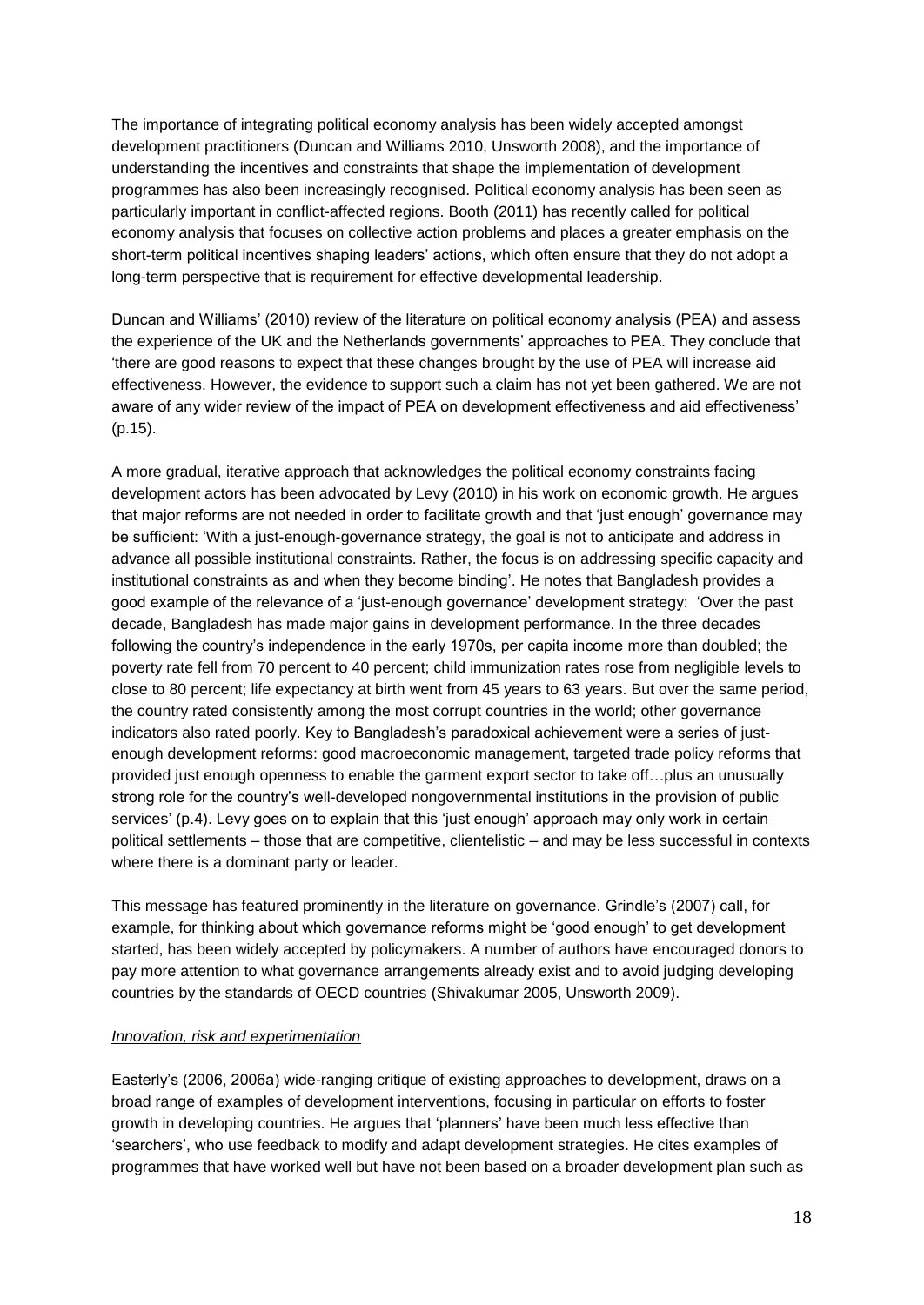The importance of integrating political economy analysis has been widely accepted amongst development practitioners (Duncan and Williams 2010, Unsworth 2008), and the importance of understanding the incentives and constraints that shape the implementation of development programmes has also been increasingly recognised. Political economy analysis has been seen as particularly important in conflict-affected regions. Booth (2011) has recently called for political economy analysis that focuses on collective action problems and places a greater emphasis on the short-term political incentives shaping leaders' actions, which often ensure that they do not adopt a long-term perspective that is requirement for effective developmental leadership.

Duncan and Williams' (2010) review of the literature on political economy analysis (PEA) and assess the experience of the UK and the Netherlands governments' approaches to PEA. They conclude that 'there are good reasons to expect that these changes brought by the use of PEA will increase aid effectiveness. However, the evidence to support such a claim has not yet been gathered. We are not aware of any wider review of the impact of PEA on development effectiveness and aid effectiveness' (p.15).

A more gradual, iterative approach that acknowledges the political economy constraints facing development actors has been advocated by Levy (2010) in his work on economic growth. He argues that major reforms are not needed in order to facilitate growth and that 'just enough' governance may be sufficient: 'With a just-enough-governance strategy, the goal is not to anticipate and address in advance all possible institutional constraints. Rather, the focus is on addressing specific capacity and institutional constraints as and when they become binding'. He notes that Bangladesh provides a good example of the relevance of a 'just-enough governance' development strategy: 'Over the past decade, Bangladesh has made major gains in development performance. In the three decades following the country's independence in the early 1970s, per capita income more than doubled; the poverty rate fell from 70 percent to 40 percent; child immunization rates rose from negligible levels to close to 80 percent; life expectancy at birth went from 45 years to 63 years. But over the same period, the country rated consistently among the most corrupt countries in the world; other governance indicators also rated poorly. Key to Bangladesh's paradoxical achievement were a series of just-enough development reforms: good macroeconomic management, targeted trade policy reforms that provided just enough openness to enable the garment export sector to take off…plus an unusually strong role for the country's well-developed nongovernmental institutions in the provision of public services' (p.4). Levy goes on to explain that this 'just enough' approach may only work in certain political settlements – those that are competitive, clientelistic – and may be less successful in contexts where there is a dominant party or leader.

This message has featured prominently in the literature on governance. Grindle's (2007) call, for example, for thinking about which governance reforms might be 'good enough' to get development started, has been widely accepted by policymakers. A number of authors have encouraged donors to pay more attention to what governance arrangements already exist and to avoid judging developing countries by the standards of OECD countries (Shivakumar 2005, Unsworth 2009).

*Innovation, risk and experimentation*

Easterly's (2006, 2006a) wide-ranging critique of existing approaches to development, draws on a broad range of examples of development interventions, focusing in particular on efforts to foster growth in developing countries. He argues that 'planners' have been much less effective than 'searchers', who use feedback to modify and adapt development strategies. He cites examples of programmes that have worked well but have not been based on a broader development plan such as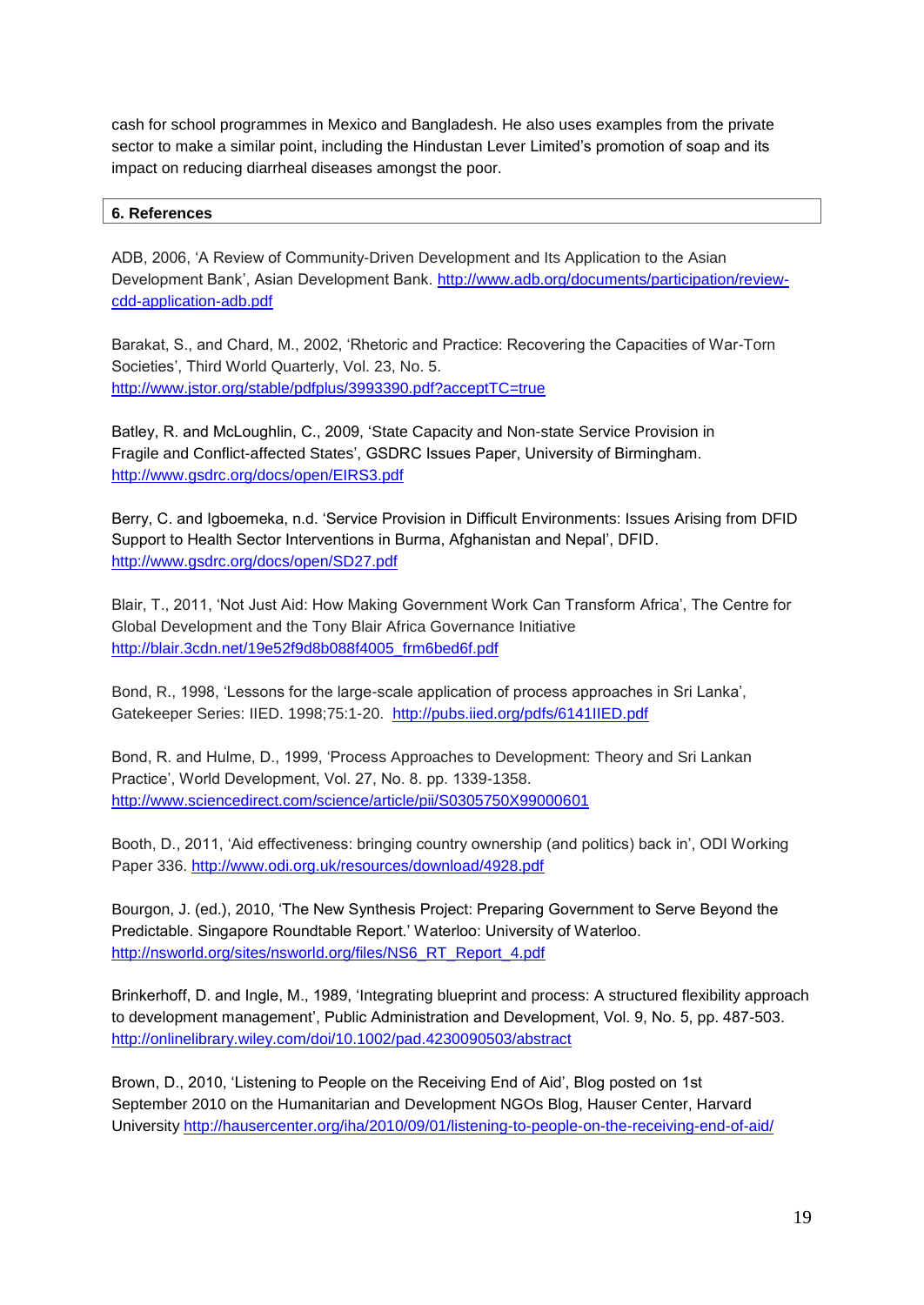cash for school programmes in Mexico and Bangladesh. He also uses examples from the private sector to make a similar point, including the Hindustan Lever Limited's promotion of soap and its impact on reducing diarrheal diseases amongst the poor.

## 6. References

ADB, 2006, 'A Review of Community-Driven Development and Its Application to the Asian Development Bank', Asian Development Bank. http://www.adb.org/documents/participation/review-cdd-application-adb.pdf

Barakat, S., and Chard, M., 2002, 'Rhetoric and Practice: Recovering the Capacities of War-Torn Societies', Third World Quarterly, Vol. 23, No. 5. http://www.jstor.org/stable/pdfplus/3993390.pdf?acceptTC=true

Batley, R. and McLoughlin, C., 2009, 'State Capacity and Non-state Service Provision in Fragile and Conflict-affected States', GSDRC Issues Paper, University of Birmingham. http://www.gsdrc.org/docs/open/EIRS3.pdf

Berry, C. and Igboemeka, n.d. 'Service Provision in Difficult Environments: Issues Arising from DFID Support to Health Sector Interventions in Burma, Afghanistan and Nepal', DFID. http://www.gsdrc.org/docs/open/SD27.pdf

Blair, T., 2011, 'Not Just Aid: How Making Government Work Can Transform Africa', The Centre for Global Development and the Tony Blair Africa Governance Initiative http://blair.3cdn.net/19e52f9d8b088f4005_frm6bed6f.pdf

Bond, R., 1998, 'Lessons for the large-scale application of process approaches in Sri Lanka', Gatekeeper Series: IIED. 1998;75:1-20. http://pubs.iied.org/pdfs/6141IIED.pdf

Bond, R. and Hulme, D., 1999, 'Process Approaches to Development: Theory and Sri Lankan Practice', World Development, Vol. 27, No. 8. pp. 1339-1358. http://www.sciencedirect.com/science/article/pii/S0305750X99000601

Booth, D., 2011, 'Aid effectiveness: bringing country ownership (and politics) back in', ODI Working Paper 336. http://www.odi.org.uk/resources/download/4928.pdf

Bourgon, J. (ed.), 2010, 'The New Synthesis Project: Preparing Government to Serve Beyond the Predictable. Singapore Roundtable Report.' Waterloo: University of Waterloo. http://nsworld.org/sites/nsworld.org/files/NS6_RT_Report_4.pdf

Brinkerhoff, D. and Ingle, M., 1989, 'Integrating blueprint and process: A structured flexibility approach to development management', Public Administration and Development, Vol. 9, No. 5, pp. 487-503. http://onlinelibrary.wiley.com/doi/10.1002/pad.4230090503/abstract

Brown, D., 2010, 'Listening to People on the Receiving End of Aid', Blog posted on 1st September 2010 on the Humanitarian and Development NGOs Blog, Hauser Center, Harvard University http://hausercenter.org/iha/2010/09/01/listening-to-people-on-the-receiving-end-of-aid/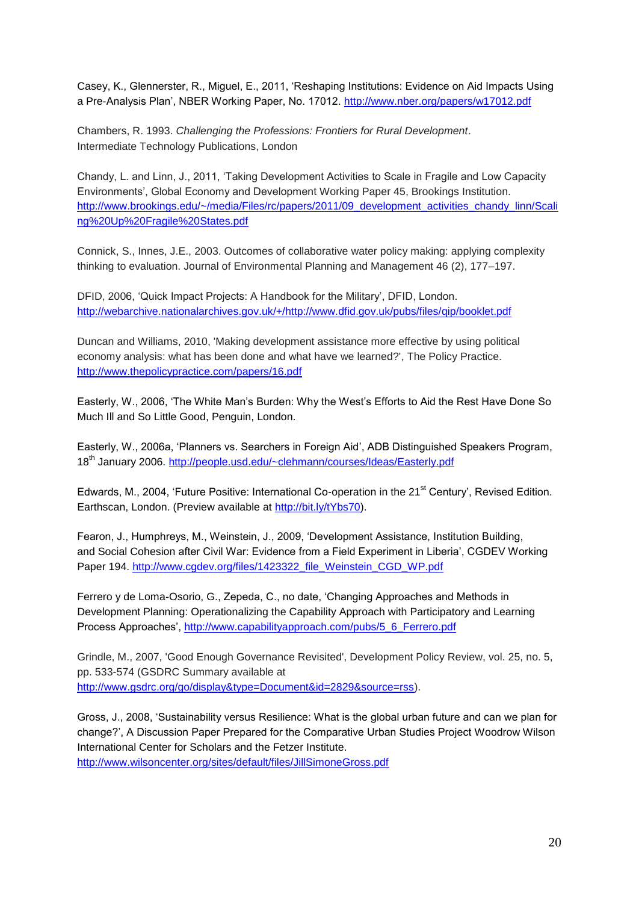Casey, K., Glennerster, R., Miguel, E., 2011, 'Reshaping Institutions: Evidence on Aid Impacts Using a Pre-Analysis Plan', NBER Working Paper, No. 17012. http://www.nber.org/papers/w17012.pdf

Chambers, R. 1993. *Challenging the Professions: Frontiers for Rural Development*. Intermediate Technology Publications, London

Chandy, L. and Linn, J., 2011, 'Taking Development Activities to Scale in Fragile and Low Capacity Environments', Global Economy and Development Working Paper 45, Brookings Institution. http://www.brookings.edu/~/media/Files/rc/papers/2011/09_development_activities_chandy_linn/Scaling%20Up%20Fragile%20States.pdf

Connick, S., Innes, J.E., 2003. Outcomes of collaborative water policy making: applying complexity thinking to evaluation. Journal of Environmental Planning and Management 46 (2), 177–197.

DFID, 2006, 'Quick Impact Projects: A Handbook for the Military', DFID, London. http://webarchive.nationalarchives.gov.uk/+/http://www.dfid.gov.uk/pubs/files/qip/booklet.pdf

Duncan and Williams, 2010, 'Making development assistance more effective by using political economy analysis: what has been done and what have we learned?', The Policy Practice. http://www.thepolicypractice.com/papers/16.pdf

Easterly, W., 2006, 'The White Man's Burden: Why the West's Efforts to Aid the Rest Have Done So Much Ill and So Little Good, Penguin, London.

Easterly, W., 2006a, 'Planners vs. Searchers in Foreign Aid', ADB Distinguished Speakers Program, 18th January 2006. http://people.usd.edu/~clehmann/courses/Ideas/Easterly.pdf

Edwards, M., 2004, 'Future Positive: International Co-operation in the 21st Century', Revised Edition. Earthscan, London. (Preview available at http://bit.ly/tYbs70).

Fearon, J., Humphreys, M., Weinstein, J., 2009, 'Development Assistance, Institution Building, and Social Cohesion after Civil War: Evidence from a Field Experiment in Liberia', CGDEV Working Paper 194. http://www.cgdev.org/files/1423322_file_Weinstein_CGD_WP.pdf

Ferrero y de Loma-Osorio, G., Zepeda, C., no date, 'Changing Approaches and Methods in Development Planning: Operationalizing the Capability Approach with Participatory and Learning Process Approaches', http://www.capabilityapproach.com/pubs/5_6_Ferrero.pdf

Grindle, M., 2007, 'Good Enough Governance Revisited', Development Policy Review, vol. 25, no. 5, pp. 533-574 (GSDRC Summary available at http://www.gsdrc.org/go/display&type=Document&id=2829&source=rss).

Gross, J., 2008, 'Sustainability versus Resilience: What is the global urban future and can we plan for change?', A Discussion Paper Prepared for the Comparative Urban Studies Project Woodrow Wilson International Center for Scholars and the Fetzer Institute. http://www.wilsoncenter.org/sites/default/files/JillSimoneGross.pdf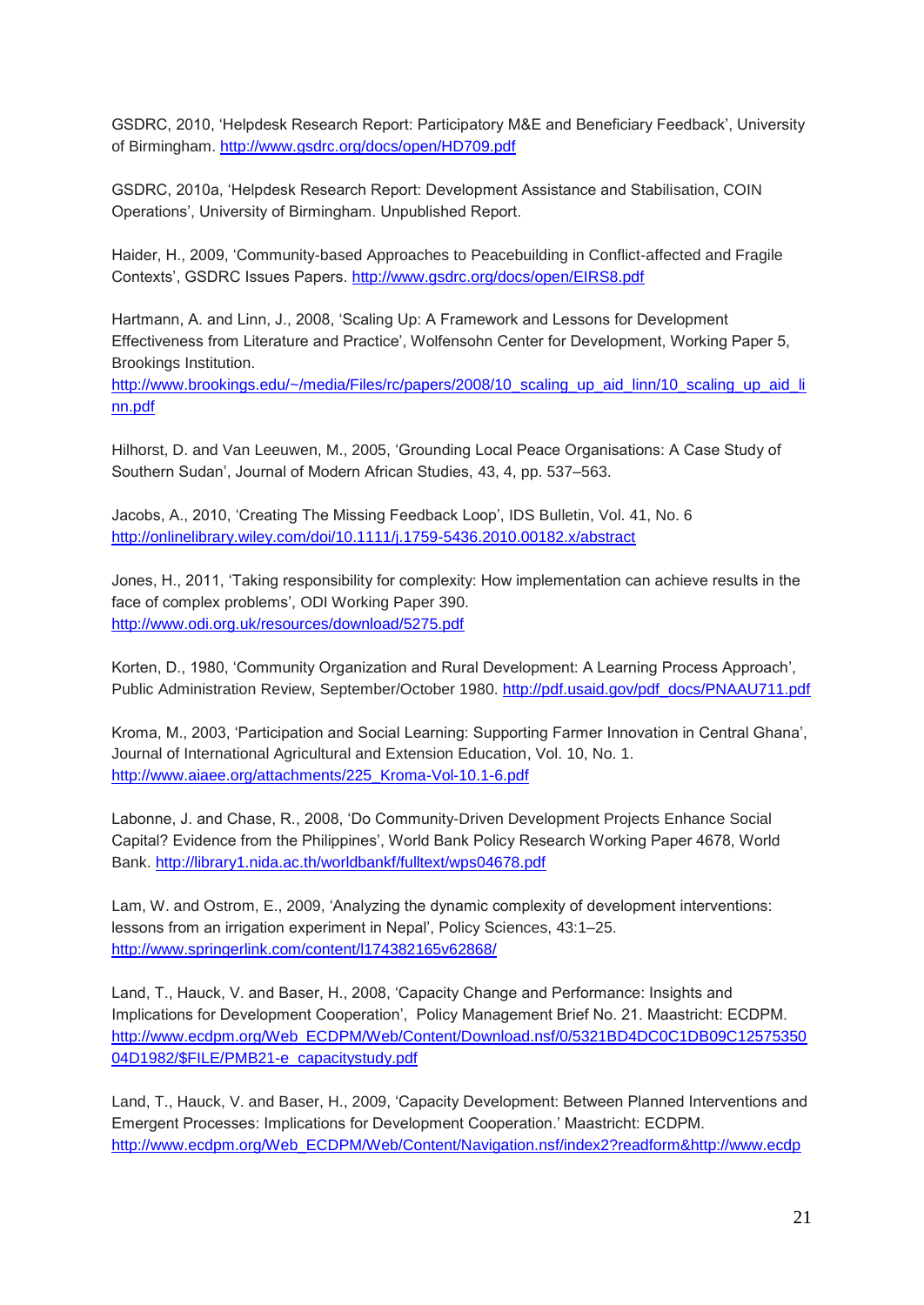GSDRC, 2010, 'Helpdesk Research Report: Participatory M&E and Beneficiary Feedback', University of Birmingham. http://www.gsdrc.org/docs/open/HD709.pdf

GSDRC, 2010a, 'Helpdesk Research Report: Development Assistance and Stabilisation, COIN Operations', University of Birmingham. Unpublished Report.

Haider, H., 2009, 'Community-based Approaches to Peacebuilding in Conflict-affected and Fragile Contexts', GSDRC Issues Papers. http://www.gsdrc.org/docs/open/EIRS8.pdf

Hartmann, A. and Linn, J., 2008, 'Scaling Up: A Framework and Lessons for Development Effectiveness from Literature and Practice', Wolfensohn Center for Development, Working Paper 5, Brookings Institution.
http://www.brookings.edu/~/media/Files/rc/papers/2008/10_scaling_up_aid_linn/10_scaling_up_aid_linn.pdf

Hilhorst, D. and Van Leeuwen, M., 2005, 'Grounding Local Peace Organisations: A Case Study of Southern Sudan', Journal of Modern African Studies, 43, 4, pp. 537–563.

Jacobs, A., 2010, 'Creating The Missing Feedback Loop', IDS Bulletin, Vol. 41, No. 6
http://onlinelibrary.wiley.com/doi/10.1111/j.1759-5436.2010.00182.x/abstract

Jones, H., 2011, 'Taking responsibility for complexity: How implementation can achieve results in the face of complex problems', ODI Working Paper 390.
http://www.odi.org.uk/resources/download/5275.pdf

Korten, D., 1980, 'Community Organization and Rural Development: A Learning Process Approach', Public Administration Review, September/October 1980. http://pdf.usaid.gov/pdf_docs/PNAAU711.pdf

Kroma, M., 2003, 'Participation and Social Learning: Supporting Farmer Innovation in Central Ghana', Journal of International Agricultural and Extension Education, Vol. 10, No. 1.
http://www.aiaee.org/attachments/225_Kroma-Vol-10.1-6.pdf

Labonne, J. and Chase, R., 2008, 'Do Community-Driven Development Projects Enhance Social Capital? Evidence from the Philippines', World Bank Policy Research Working Paper 4678, World Bank. http://library1.nida.ac.th/worldbankf/fulltext/wps04678.pdf

Lam, W. and Ostrom, E., 2009, 'Analyzing the dynamic complexity of development interventions: lessons from an irrigation experiment in Nepal', Policy Sciences, 43:1–25.
http://www.springerlink.com/content/l174382165v62868/

Land, T., Hauck, V. and Baser, H., 2008, 'Capacity Change and Performance: Insights and Implications for Development Cooperation', Policy Management Brief No. 21. Maastricht: ECDPM.
http://www.ecdpm.org/Web_ECDPM/Web/Content/Download.nsf/0/5321BD4DC0C1DB09C1257535004D1982/$FILE/PMB21-e_capacitystudy.pdf

Land, T., Hauck, V. and Baser, H., 2009, 'Capacity Development: Between Planned Interventions and Emergent Processes: Implications for Development Cooperation.' Maastricht: ECDPM.
http://www.ecdpm.org/Web_ECDPM/Web/Content/Navigation.nsf/index2?readform&http://www.ecdp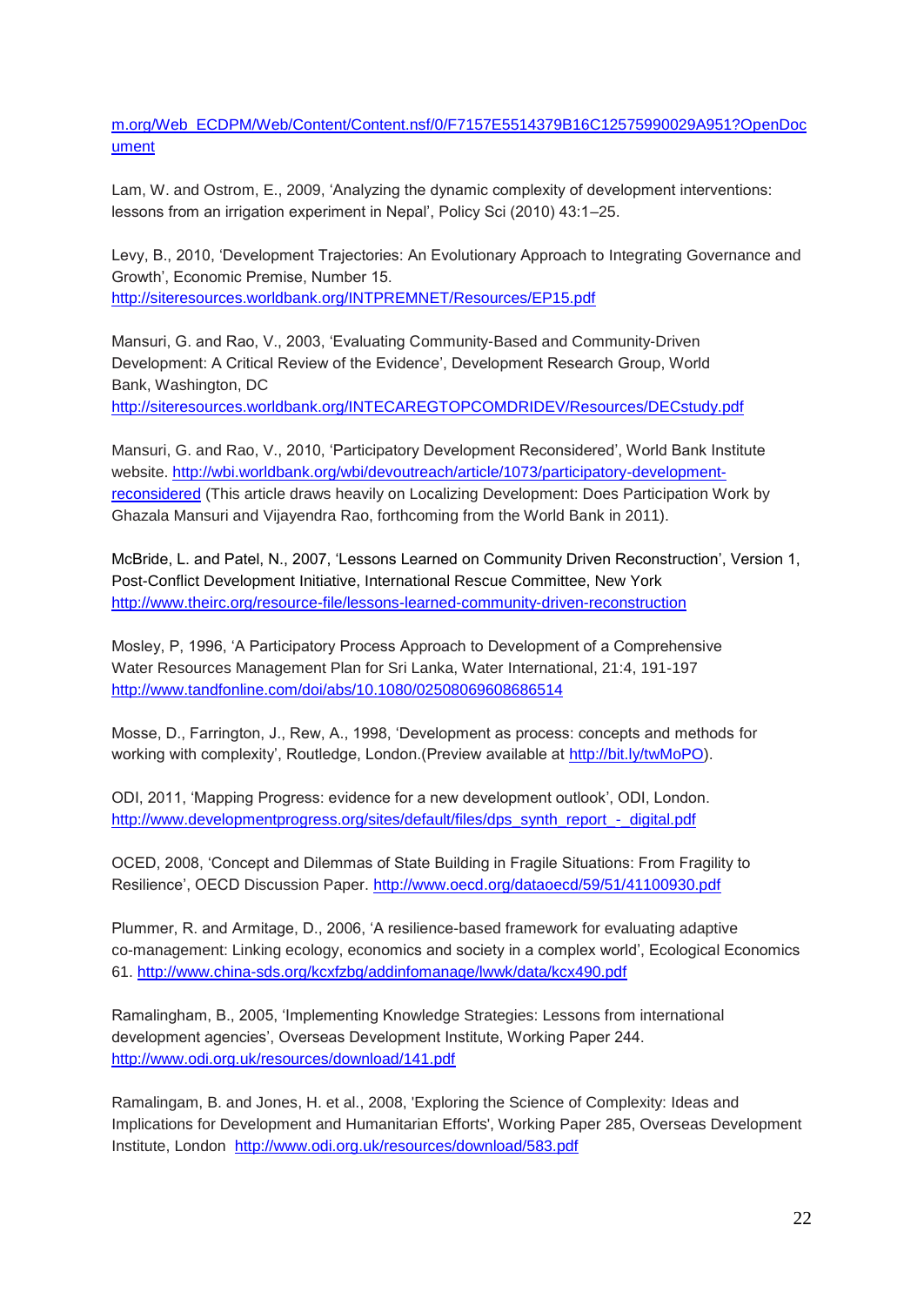m.org/Web_ECDPM/Web/Content/Content.nsf/0/F7157E5514379B16C12575990029A951?OpenDocument

Lam, W. and Ostrom, E., 2009, 'Analyzing the dynamic complexity of development interventions: lessons from an irrigation experiment in Nepal', Policy Sci (2010) 43:1–25.

Levy, B., 2010, 'Development Trajectories: An Evolutionary Approach to Integrating Governance and Growth', Economic Premise, Number 15. http://siteresources.worldbank.org/INTPREMNET/Resources/EP15.pdf

Mansuri, G. and Rao, V., 2003, 'Evaluating Community-Based and Community-Driven Development: A Critical Review of the Evidence', Development Research Group, World Bank, Washington, DC http://siteresources.worldbank.org/INTECAREGTOPCOMDRIDEV/Resources/DECstudy.pdf

Mansuri, G. and Rao, V., 2010, 'Participatory Development Reconsidered', World Bank Institute website. http://wbi.worldbank.org/wbi/devoutreach/article/1073/participatory-development-reconsidered (This article draws heavily on Localizing Development: Does Participation Work by Ghazala Mansuri and Vijayendra Rao, forthcoming from the World Bank in 2011).

McBride, L. and Patel, N., 2007, 'Lessons Learned on Community Driven Reconstruction', Version 1, Post-Conflict Development Initiative, International Rescue Committee, New York http://www.theirc.org/resource-file/lessons-learned-community-driven-reconstruction

Mosley, P, 1996, 'A Participatory Process Approach to Development of a Comprehensive Water Resources Management Plan for Sri Lanka, Water International, 21:4, 191-197 http://www.tandfonline.com/doi/abs/10.1080/02508069608686514

Mosse, D., Farrington, J., Rew, A., 1998, 'Development as process: concepts and methods for working with complexity', Routledge, London.(Preview available at http://bit.ly/twMoPO).

ODI, 2011, 'Mapping Progress: evidence for a new development outlook', ODI, London. http://www.developmentprogress.org/sites/default/files/dps_synth_report_-_digital.pdf

OCED, 2008, 'Concept and Dilemmas of State Building in Fragile Situations: From Fragility to Resilience', OECD Discussion Paper. http://www.oecd.org/dataoecd/59/51/41100930.pdf

Plummer, R. and Armitage, D., 2006, 'A resilience-based framework for evaluating adaptive co-management: Linking ecology, economics and society in a complex world', Ecological Economics 61. http://www.china-sds.org/kcxfzbg/addinfomanage/lwwk/data/kcx490.pdf

Ramalingham, B., 2005, 'Implementing Knowledge Strategies: Lessons from international development agencies', Overseas Development Institute, Working Paper 244. http://www.odi.org.uk/resources/download/141.pdf

Ramalingam, B. and Jones, H. et al., 2008, 'Exploring the Science of Complexity: Ideas and Implications for Development and Humanitarian Efforts', Working Paper 285, Overseas Development Institute, London http://www.odi.org.uk/resources/download/583.pdf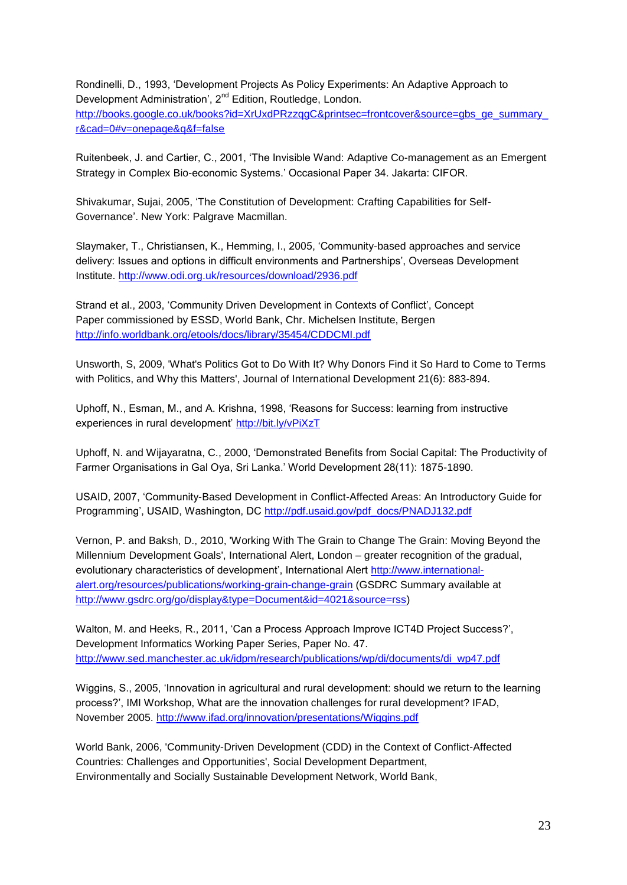Rondinelli, D., 1993, 'Development Projects As Policy Experiments: An Adaptive Approach to Development Administration', 2nd Edition, Routledge, London. http://books.google.co.uk/books?id=XrUxdPRzzqgC&printsec=frontcover&source=gbs_ge_summary_r&cad=0#v=onepage&q&f=false

Ruitenbeek, J. and Cartier, C., 2001, 'The Invisible Wand: Adaptive Co-management as an Emergent Strategy in Complex Bio-economic Systems.' Occasional Paper 34. Jakarta: CIFOR.

Shivakumar, Sujai, 2005, 'The Constitution of Development: Crafting Capabilities for Self-Governance'. New York: Palgrave Macmillan.

Slaymaker, T., Christiansen, K., Hemming, I., 2005, 'Community-based approaches and service delivery: Issues and options in difficult environments and Partnerships', Overseas Development Institute. http://www.odi.org.uk/resources/download/2936.pdf

Strand et al., 2003, 'Community Driven Development in Contexts of Conflict', Concept Paper commissioned by ESSD, World Bank, Chr. Michelsen Institute, Bergen http://info.worldbank.org/etools/docs/library/35454/CDDCMI.pdf

Unsworth, S, 2009, 'What's Politics Got to Do With It? Why Donors Find it So Hard to Come to Terms with Politics, and Why this Matters', Journal of International Development 21(6): 883-894.

Uphoff, N., Esman, M., and A. Krishna, 1998, 'Reasons for Success: learning from instructive experiences in rural development' http://bit.ly/vPiXzT

Uphoff, N. and Wijayaratna, C., 2000, 'Demonstrated Benefits from Social Capital: The Productivity of Farmer Organisations in Gal Oya, Sri Lanka.' World Development 28(11): 1875-1890.

USAID, 2007, 'Community-Based Development in Conflict-Affected Areas: An Introductory Guide for Programming', USAID, Washington, DC http://pdf.usaid.gov/pdf_docs/PNADJ132.pdf

Vernon, P. and Baksh, D., 2010, 'Working With The Grain to Change The Grain: Moving Beyond the Millennium Development Goals', International Alert, London – greater recognition of the gradual, evolutionary characteristics of development', International Alert http://www.international-alert.org/resources/publications/working-grain-change-grain (GSDRC Summary available at http://www.gsdrc.org/go/display&type=Document&id=4021&source=rss)

Walton, M. and Heeks, R., 2011, 'Can a Process Approach Improve ICT4D Project Success?', Development Informatics Working Paper Series, Paper No. 47. http://www.sed.manchester.ac.uk/idpm/research/publications/wp/di/documents/di_wp47.pdf

Wiggins, S., 2005, 'Innovation in agricultural and rural development: should we return to the learning process?', IMI Workshop, What are the innovation challenges for rural development? IFAD, November 2005. http://www.ifad.org/innovation/presentations/Wiggins.pdf

World Bank, 2006, 'Community-Driven Development (CDD) in the Context of Conflict-Affected Countries: Challenges and Opportunities', Social Development Department, Environmentally and Socially Sustainable Development Network, World Bank,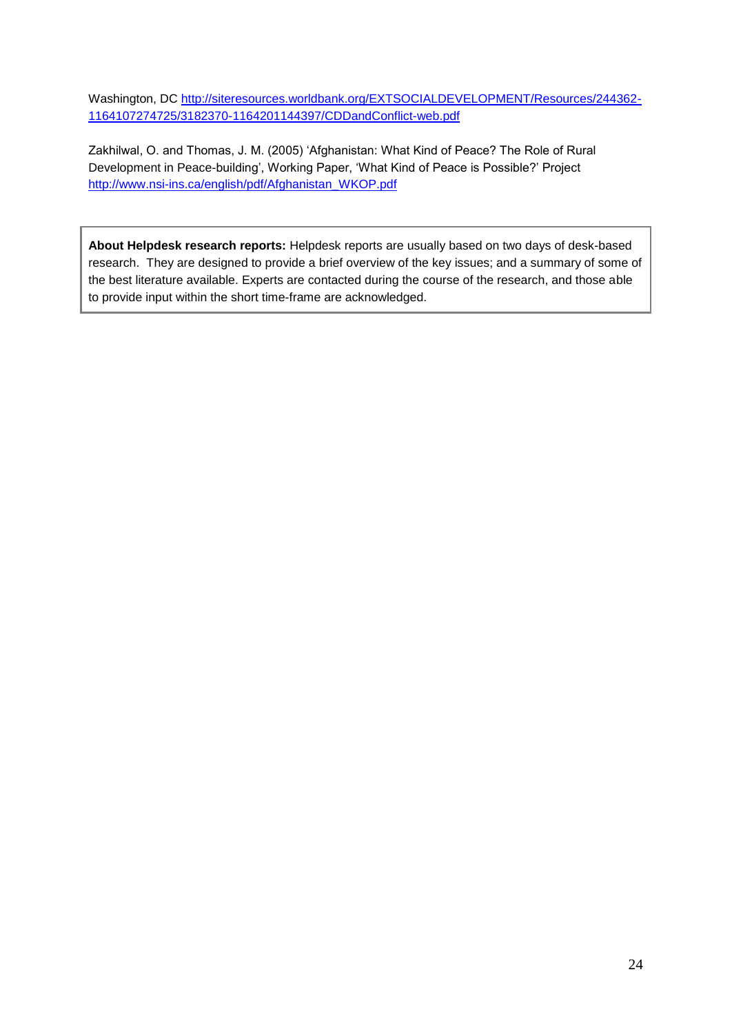Washington, DC http://siteresources.worldbank.org/EXTSOCIALDEVELOPMENT/Resources/244362-1164107274725/3182370-1164201144397/CDDandConflict-web.pdf

Zakhilwal, O. and Thomas, J. M. (2005) 'Afghanistan: What Kind of Peace? The Role of Rural Development in Peace-building', Working Paper, 'What Kind of Peace is Possible?' Project http://www.nsi-ins.ca/english/pdf/Afghanistan_WKOP.pdf

**About Helpdesk research reports:** Helpdesk reports are usually based on two days of desk-based research. They are designed to provide a brief overview of the key issues; and a summary of some of the best literature available. Experts are contacted during the course of the research, and those able to provide input within the short time-frame are acknowledged.